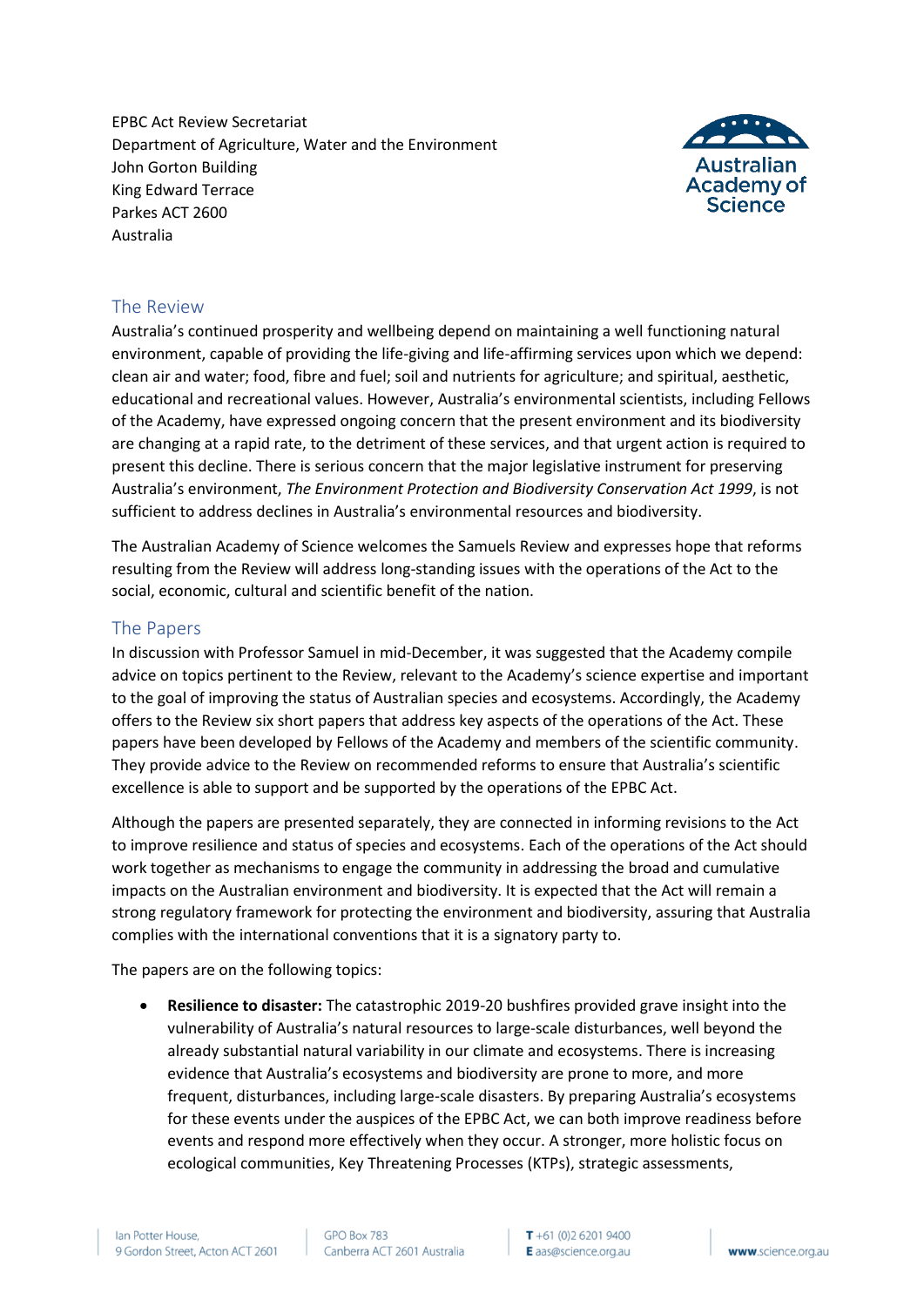EPBC Act Review Secretariat
Department of Agriculture, Water and the Environment
John Gorton Building
King Edward Terrace
Parkes ACT 2600
Australia

Australian Academy of Science

## The Review

Australia's continued prosperity and wellbeing depend on maintaining a well functioning natural environment, capable of providing the life-giving and life-affirming services upon which we depend: clean air and water; food, fibre and fuel; soil and nutrients for agriculture; and spiritual, aesthetic, educational and recreational values. However, Australia's environmental scientists, including Fellows of the Academy, have expressed ongoing concern that the present environment and its biodiversity are changing at a rapid rate, to the detriment of these services, and that urgent action is required to present this decline. There is serious concern that the major legislative instrument for preserving Australia's environment, *The Environment Protection and Biodiversity Conservation Act 1999*, is not sufficient to address declines in Australia's environmental resources and biodiversity.

The Australian Academy of Science welcomes the Samuels Review and expresses hope that reforms resulting from the Review will address long-standing issues with the operations of the Act to the social, economic, cultural and scientific benefit of the nation.

## The Papers

In discussion with Professor Samuel in mid-December, it was suggested that the Academy compile advice on topics pertinent to the Review, relevant to the Academy's science expertise and important to the goal of improving the status of Australian species and ecosystems. Accordingly, the Academy offers to the Review six short papers that address key aspects of the operations of the Act. These papers have been developed by Fellows of the Academy and members of the scientific community. They provide advice to the Review on recommended reforms to ensure that Australia's scientific excellence is able to support and be supported by the operations of the EPBC Act.

Although the papers are presented separately, they are connected in informing revisions to the Act to improve resilience and status of species and ecosystems. Each of the operations of the Act should work together as mechanisms to engage the community in addressing the broad and cumulative impacts on the Australian environment and biodiversity. It is expected that the Act will remain a strong regulatory framework for protecting the environment and biodiversity, assuring that Australia complies with the international conventions that it is a signatory party to.

The papers are on the following topics:

- **Resilience to disaster:** The catastrophic 2019-20 bushfires provided grave insight into the vulnerability of Australia's natural resources to large-scale disturbances, well beyond the already substantial natural variability in our climate and ecosystems. There is increasing evidence that Australia's ecosystems and biodiversity are prone to more, and more frequent, disturbances, including large-scale disasters. By preparing Australia's ecosystems for these events under the auspices of the EPBC Act, we can both improve readiness before events and respond more effectively when they occur. A stronger, more holistic focus on ecological communities, Key Threatening Processes (KTPs), strategic assessments,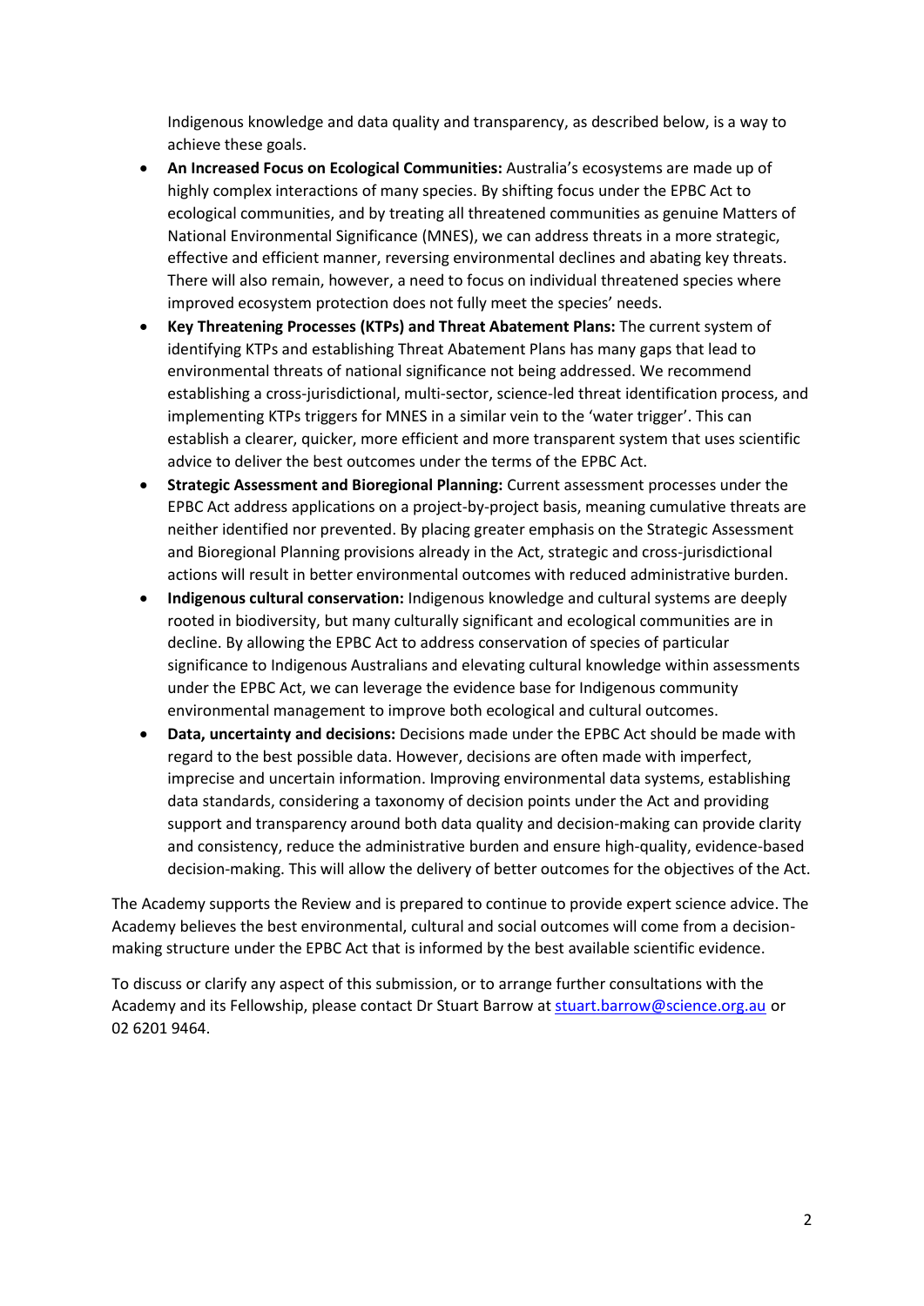Indigenous knowledge and data quality and transparency, as described below, is a way to achieve these goals.

- **An Increased Focus on Ecological Communities:** Australia's ecosystems are made up of highly complex interactions of many species. By shifting focus under the EPBC Act to ecological communities, and by treating all threatened communities as genuine Matters of National Environmental Significance (MNES), we can address threats in a more strategic, effective and efficient manner, reversing environmental declines and abating key threats. There will also remain, however, a need to focus on individual threatened species where improved ecosystem protection does not fully meet the species' needs.
- **Key Threatening Processes (KTPs) and Threat Abatement Plans:** The current system of identifying KTPs and establishing Threat Abatement Plans has many gaps that lead to environmental threats of national significance not being addressed. We recommend establishing a cross-jurisdictional, multi-sector, science-led threat identification process, and implementing KTPs triggers for MNES in a similar vein to the 'water trigger'. This can establish a clearer, quicker, more efficient and more transparent system that uses scientific advice to deliver the best outcomes under the terms of the EPBC Act.
- **Strategic Assessment and Bioregional Planning:** Current assessment processes under the EPBC Act address applications on a project-by-project basis, meaning cumulative threats are neither identified nor prevented. By placing greater emphasis on the Strategic Assessment and Bioregional Planning provisions already in the Act, strategic and cross-jurisdictional actions will result in better environmental outcomes with reduced administrative burden.
- **Indigenous cultural conservation:** Indigenous knowledge and cultural systems are deeply rooted in biodiversity, but many culturally significant and ecological communities are in decline. By allowing the EPBC Act to address conservation of species of particular significance to Indigenous Australians and elevating cultural knowledge within assessments under the EPBC Act, we can leverage the evidence base for Indigenous community environmental management to improve both ecological and cultural outcomes.
- **Data, uncertainty and decisions:** Decisions made under the EPBC Act should be made with regard to the best possible data. However, decisions are often made with imperfect, imprecise and uncertain information. Improving environmental data systems, establishing data standards, considering a taxonomy of decision points under the Act and providing support and transparency around both data quality and decision-making can provide clarity and consistency, reduce the administrative burden and ensure high-quality, evidence-based decision-making. This will allow the delivery of better outcomes for the objectives of the Act.

The Academy supports the Review and is prepared to continue to provide expert science advice. The Academy believes the best environmental, cultural and social outcomes will come from a decision-making structure under the EPBC Act that is informed by the best available scientific evidence.

To discuss or clarify any aspect of this submission, or to arrange further consultations with the Academy and its Fellowship, please contact Dr Stuart Barrow at stuart.barrow@science.org.au or 02 6201 9464.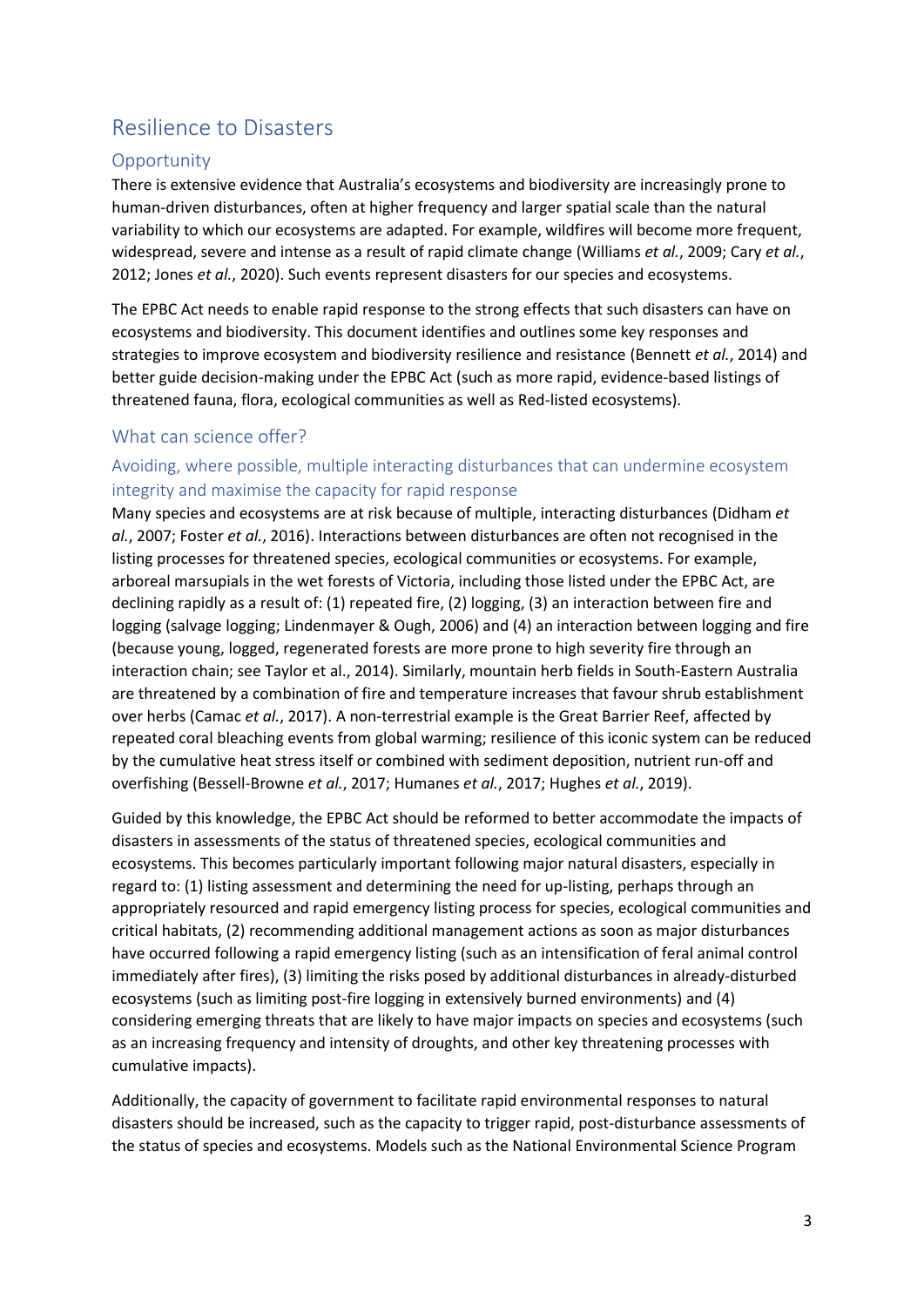## Resilience to Disasters

### Opportunity

There is extensive evidence that Australia's ecosystems and biodiversity are increasingly prone to human-driven disturbances, often at higher frequency and larger spatial scale than the natural variability to which our ecosystems are adapted. For example, wildfires will become more frequent, widespread, severe and intense as a result of rapid climate change (Williams *et al.*, 2009; Cary *et al.*, 2012; Jones *et al.*, 2020). Such events represent disasters for our species and ecosystems.

The EPBC Act needs to enable rapid response to the strong effects that such disasters can have on ecosystems and biodiversity. This document identifies and outlines some key responses and strategies to improve ecosystem and biodiversity resilience and resistance (Bennett *et al.*, 2014) and better guide decision-making under the EPBC Act (such as more rapid, evidence-based listings of threatened fauna, flora, ecological communities as well as Red-listed ecosystems).

### What can science offer?

#### Avoiding, where possible, multiple interacting disturbances that can undermine ecosystem integrity and maximise the capacity for rapid response

Many species and ecosystems are at risk because of multiple, interacting disturbances (Didham *et al.*, 2007; Foster *et al.*, 2016). Interactions between disturbances are often not recognised in the listing processes for threatened species, ecological communities or ecosystems. For example, arboreal marsupials in the wet forests of Victoria, including those listed under the EPBC Act, are declining rapidly as a result of: (1) repeated fire, (2) logging, (3) an interaction between fire and logging (salvage logging; Lindenmayer & Ough, 2006) and (4) an interaction between logging and fire (because young, logged, regenerated forests are more prone to high severity fire through an interaction chain; see Taylor et al., 2014). Similarly, mountain herb fields in South-Eastern Australia are threatened by a combination of fire and temperature increases that favour shrub establishment over herbs (Camac *et al.*, 2017). A non-terrestrial example is the Great Barrier Reef, affected by repeated coral bleaching events from global warming; resilience of this iconic system can be reduced by the cumulative heat stress itself or combined with sediment deposition, nutrient run-off and overfishing (Bessell-Browne *et al.*, 2017; Humanes *et al.*, 2017; Hughes *et al.*, 2019).

Guided by this knowledge, the EPBC Act should be reformed to better accommodate the impacts of disasters in assessments of the status of threatened species, ecological communities and ecosystems. This becomes particularly important following major natural disasters, especially in regard to: (1) listing assessment and determining the need for up-listing, perhaps through an appropriately resourced and rapid emergency listing process for species, ecological communities and critical habitats, (2) recommending additional management actions as soon as major disturbances have occurred following a rapid emergency listing (such as an intensification of feral animal control immediately after fires), (3) limiting the risks posed by additional disturbances in already-disturbed ecosystems (such as limiting post-fire logging in extensively burned environments) and (4) considering emerging threats that are likely to have major impacts on species and ecosystems (such as an increasing frequency and intensity of droughts, and other key threatening processes with cumulative impacts).

Additionally, the capacity of government to facilitate rapid environmental responses to natural disasters should be increased, such as the capacity to trigger rapid, post-disturbance assessments of the status of species and ecosystems. Models such as the National Environmental Science Program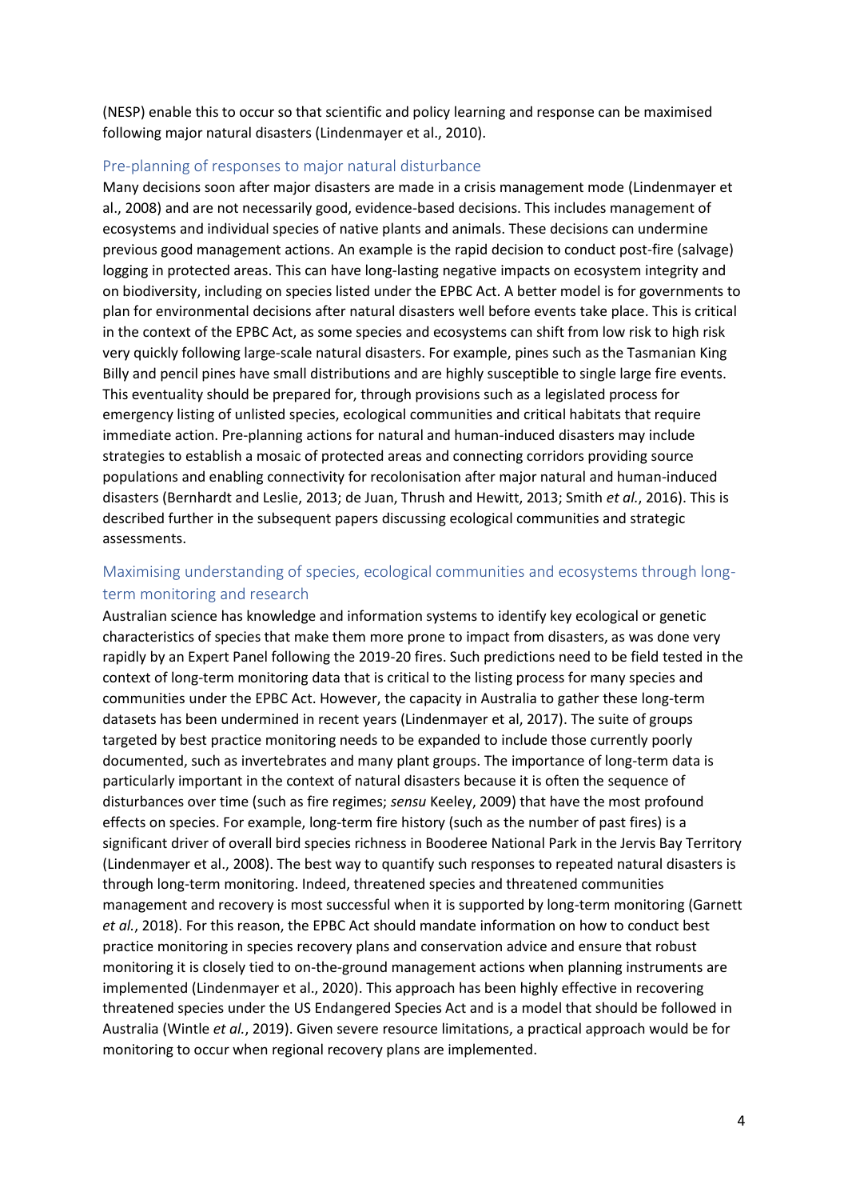(NESP) enable this to occur so that scientific and policy learning and response can be maximised following major natural disasters (Lindenmayer et al., 2010).

## Pre-planning of responses to major natural disturbance

Many decisions soon after major disasters are made in a crisis management mode (Lindenmayer et al., 2008) and are not necessarily good, evidence-based decisions. This includes management of ecosystems and individual species of native plants and animals. These decisions can undermine previous good management actions. An example is the rapid decision to conduct post-fire (salvage) logging in protected areas. This can have long-lasting negative impacts on ecosystem integrity and on biodiversity, including on species listed under the EPBC Act. A better model is for governments to plan for environmental decisions after natural disasters well before events take place. This is critical in the context of the EPBC Act, as some species and ecosystems can shift from low risk to high risk very quickly following large-scale natural disasters. For example, pines such as the Tasmanian King Billy and pencil pines have small distributions and are highly susceptible to single large fire events. This eventuality should be prepared for, through provisions such as a legislated process for emergency listing of unlisted species, ecological communities and critical habitats that require immediate action. Pre-planning actions for natural and human-induced disasters may include strategies to establish a mosaic of protected areas and connecting corridors providing source populations and enabling connectivity for recolonisation after major natural and human-induced disasters (Bernhardt and Leslie, 2013; de Juan, Thrush and Hewitt, 2013; Smith *et al.*, 2016). This is described further in the subsequent papers discussing ecological communities and strategic assessments.

## Maximising understanding of species, ecological communities and ecosystems through long-term monitoring and research

Australian science has knowledge and information systems to identify key ecological or genetic characteristics of species that make them more prone to impact from disasters, as was done very rapidly by an Expert Panel following the 2019-20 fires. Such predictions need to be field tested in the context of long-term monitoring data that is critical to the listing process for many species and communities under the EPBC Act. However, the capacity in Australia to gather these long-term datasets has been undermined in recent years (Lindenmayer et al, 2017). The suite of groups targeted by best practice monitoring needs to be expanded to include those currently poorly documented, such as invertebrates and many plant groups. The importance of long-term data is particularly important in the context of natural disasters because it is often the sequence of disturbances over time (such as fire regimes; *sensu* Keeley, 2009) that have the most profound effects on species. For example, long-term fire history (such as the number of past fires) is a significant driver of overall bird species richness in Booderee National Park in the Jervis Bay Territory (Lindenmayer et al., 2008). The best way to quantify such responses to repeated natural disasters is through long-term monitoring. Indeed, threatened species and threatened communities management and recovery is most successful when it is supported by long-term monitoring (Garnett *et al.*, 2018). For this reason, the EPBC Act should mandate information on how to conduct best practice monitoring in species recovery plans and conservation advice and ensure that robust monitoring it is closely tied to on-the-ground management actions when planning instruments are implemented (Lindenmayer et al., 2020). This approach has been highly effective in recovering threatened species under the US Endangered Species Act and is a model that should be followed in Australia (Wintle *et al.*, 2019). Given severe resource limitations, a practical approach would be for monitoring to occur when regional recovery plans are implemented.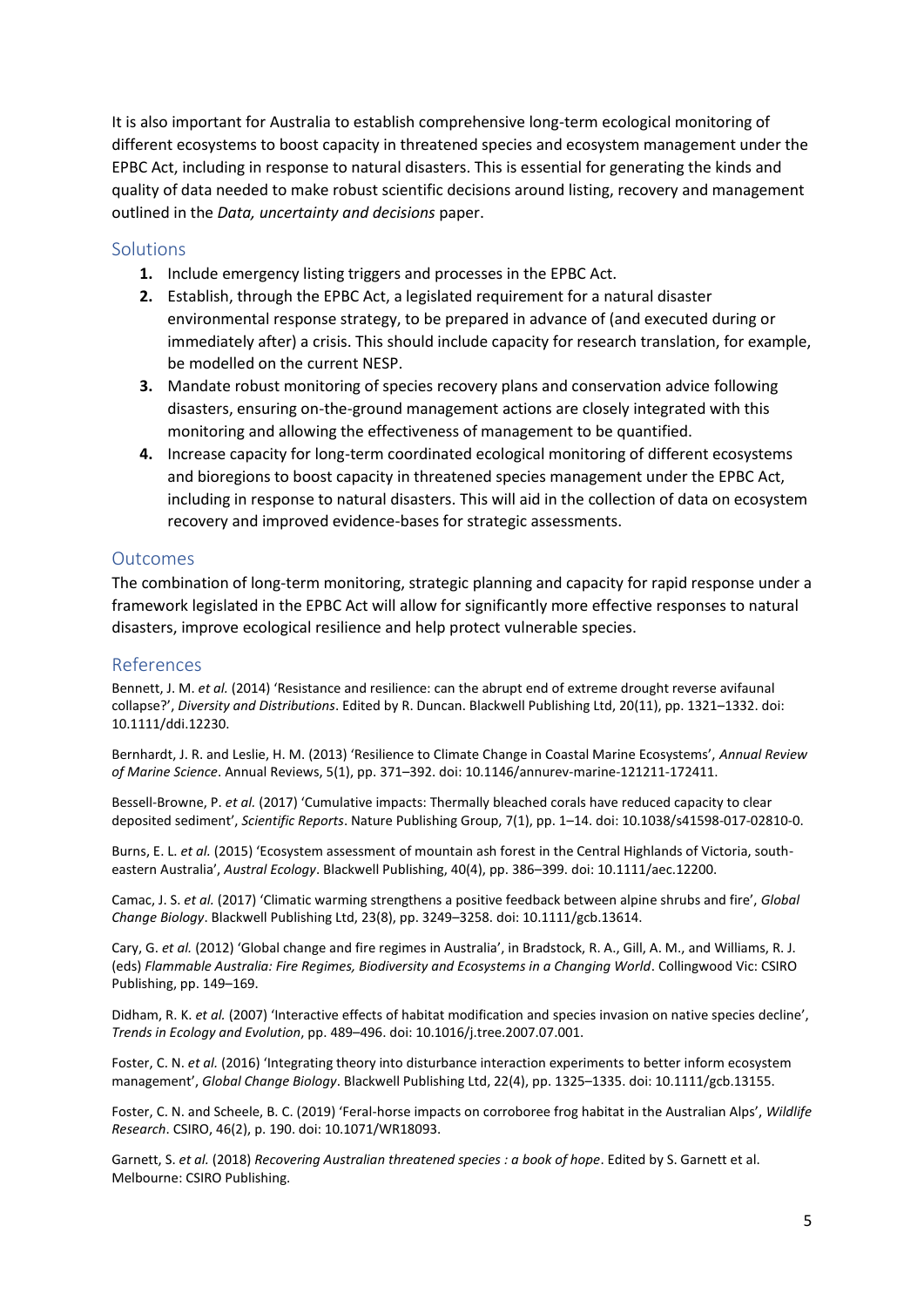It is also important for Australia to establish comprehensive long-term ecological monitoring of different ecosystems to boost capacity in threatened species and ecosystem management under the EPBC Act, including in response to natural disasters. This is essential for generating the kinds and quality of data needed to make robust scientific decisions around listing, recovery and management outlined in the *Data, uncertainty and decisions* paper.

## Solutions

1. Include emergency listing triggers and processes in the EPBC Act.
2. Establish, through the EPBC Act, a legislated requirement for a natural disaster environmental response strategy, to be prepared in advance of (and executed during or immediately after) a crisis. This should include capacity for research translation, for example, be modelled on the current NESP.
3. Mandate robust monitoring of species recovery plans and conservation advice following disasters, ensuring on-the-ground management actions are closely integrated with this monitoring and allowing the effectiveness of management to be quantified.
4. Increase capacity for long-term coordinated ecological monitoring of different ecosystems and bioregions to boost capacity in threatened species management under the EPBC Act, including in response to natural disasters. This will aid in the collection of data on ecosystem recovery and improved evidence-bases for strategic assessments.

## Outcomes

The combination of long-term monitoring, strategic planning and capacity for rapid response under a framework legislated in the EPBC Act will allow for significantly more effective responses to natural disasters, improve ecological resilience and help protect vulnerable species.

## References

Bennett, J. M. *et al.* (2014) 'Resistance and resilience: can the abrupt end of extreme drought reverse avifaunal collapse?', *Diversity and Distributions*. Edited by R. Duncan. Blackwell Publishing Ltd, 20(11), pp. 1321–1332. doi: 10.1111/ddi.12230.

Bernhardt, J. R. and Leslie, H. M. (2013) 'Resilience to Climate Change in Coastal Marine Ecosystems', *Annual Review of Marine Science*. Annual Reviews, 5(1), pp. 371–392. doi: 10.1146/annurev-marine-121211-172411.

Bessell-Browne, P. *et al.* (2017) 'Cumulative impacts: Thermally bleached corals have reduced capacity to clear deposited sediment', *Scientific Reports*. Nature Publishing Group, 7(1), pp. 1–14. doi: 10.1038/s41598-017-02810-0.

Burns, E. L. *et al.* (2015) 'Ecosystem assessment of mountain ash forest in the Central Highlands of Victoria, south-eastern Australia', *Austral Ecology*. Blackwell Publishing, 40(4), pp. 386–399. doi: 10.1111/aec.12200.

Camac, J. S. *et al.* (2017) 'Climatic warming strengthens a positive feedback between alpine shrubs and fire', *Global Change Biology*. Blackwell Publishing Ltd, 23(8), pp. 3249–3258. doi: 10.1111/gcb.13614.

Cary, G. *et al.* (2012) 'Global change and fire regimes in Australia', in Bradstock, R. A., Gill, A. M., and Williams, R. J. (eds) *Flammable Australia: Fire Regimes, Biodiversity and Ecosystems in a Changing World*. Collingwood Vic: CSIRO Publishing, pp. 149–169.

Didham, R. K. *et al.* (2007) 'Interactive effects of habitat modification and species invasion on native species decline', *Trends in Ecology and Evolution*, pp. 489–496. doi: 10.1016/j.tree.2007.07.001.

Foster, C. N. *et al.* (2016) 'Integrating theory into disturbance interaction experiments to better inform ecosystem management', *Global Change Biology*. Blackwell Publishing Ltd, 22(4), pp. 1325–1335. doi: 10.1111/gcb.13155.

Foster, C. N. and Scheele, B. C. (2019) 'Feral-horse impacts on corroboree frog habitat in the Australian Alps', *Wildlife Research*. CSIRO, 46(2), p. 190. doi: 10.1071/WR18093.

Garnett, S. *et al.* (2018) *Recovering Australian threatened species : a book of hope*. Edited by S. Garnett et al. Melbourne: CSIRO Publishing.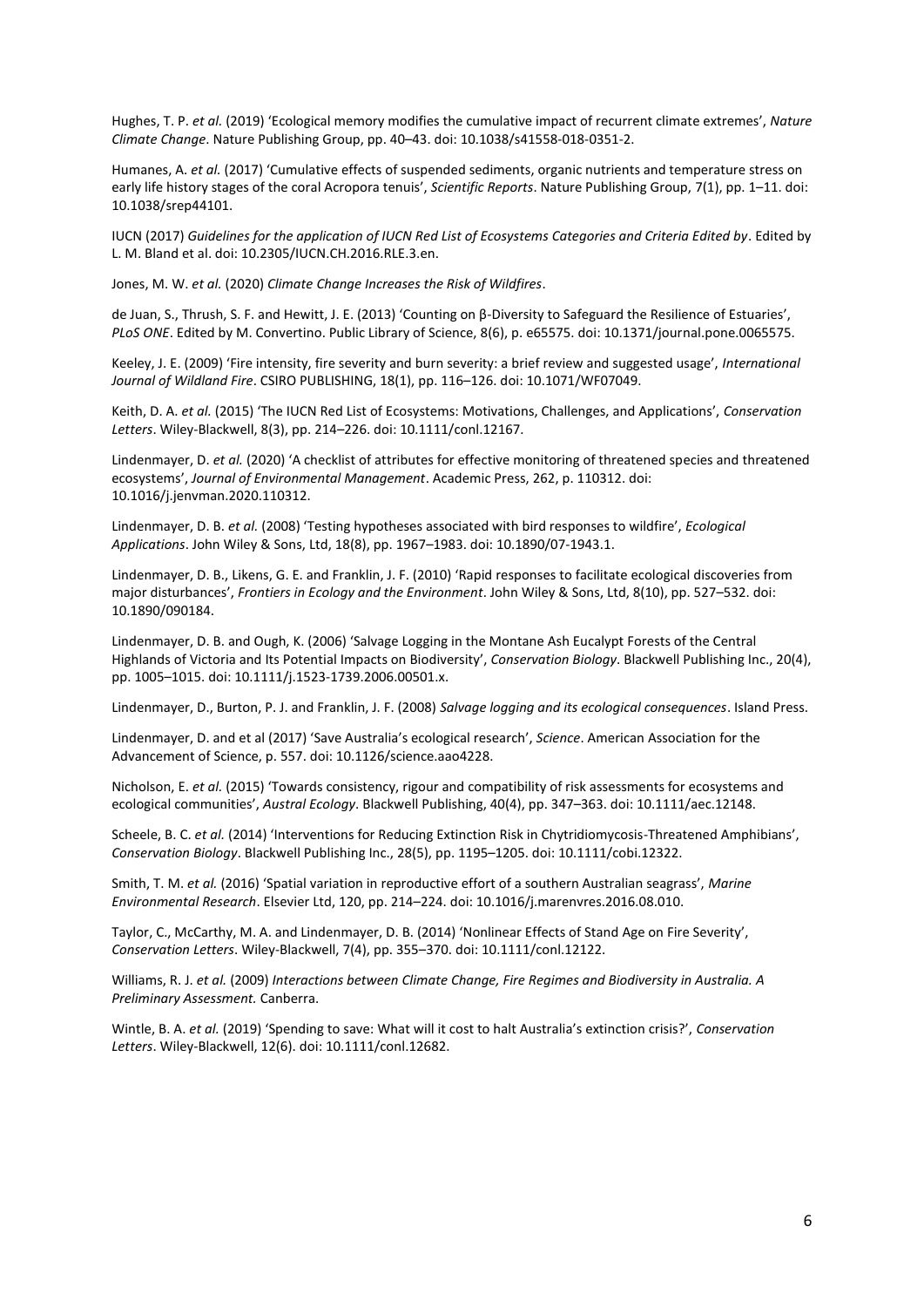Hughes, T. P. *et al.* (2019) 'Ecological memory modifies the cumulative impact of recurrent climate extremes', *Nature Climate Change*. Nature Publishing Group, pp. 40–43. doi: 10.1038/s41558-018-0351-2.

Humanes, A. *et al.* (2017) 'Cumulative effects of suspended sediments, organic nutrients and temperature stress on early life history stages of the coral Acropora tenuis', *Scientific Reports*. Nature Publishing Group, 7(1), pp. 1–11. doi: 10.1038/srep44101.

IUCN (2017) *Guidelines for the application of IUCN Red List of Ecosystems Categories and Criteria Edited by*. Edited by L. M. Bland et al. doi: 10.2305/IUCN.CH.2016.RLE.3.en.

Jones, M. W. *et al.* (2020) *Climate Change Increases the Risk of Wildfires*.

de Juan, S., Thrush, S. F. and Hewitt, J. E. (2013) 'Counting on β-Diversity to Safeguard the Resilience of Estuaries', *PLoS ONE*. Edited by M. Convertino. Public Library of Science, 8(6), p. e65575. doi: 10.1371/journal.pone.0065575.

Keeley, J. E. (2009) 'Fire intensity, fire severity and burn severity: a brief review and suggested usage', *International Journal of Wildland Fire*. CSIRO PUBLISHING, 18(1), pp. 116–126. doi: 10.1071/WF07049.

Keith, D. A. *et al.* (2015) 'The IUCN Red List of Ecosystems: Motivations, Challenges, and Applications', *Conservation Letters*. Wiley-Blackwell, 8(3), pp. 214–226. doi: 10.1111/conl.12167.

Lindenmayer, D. *et al.* (2020) 'A checklist of attributes for effective monitoring of threatened species and threatened ecosystems', *Journal of Environmental Management*. Academic Press, 262, p. 110312. doi: 10.1016/j.jenvman.2020.110312.

Lindenmayer, D. B. *et al.* (2008) 'Testing hypotheses associated with bird responses to wildfire', *Ecological Applications*. John Wiley & Sons, Ltd, 18(8), pp. 1967–1983. doi: 10.1890/07-1943.1.

Lindenmayer, D. B., Likens, G. E. and Franklin, J. F. (2010) 'Rapid responses to facilitate ecological discoveries from major disturbances', *Frontiers in Ecology and the Environment*. John Wiley & Sons, Ltd, 8(10), pp. 527–532. doi: 10.1890/090184.

Lindenmayer, D. B. and Ough, K. (2006) 'Salvage Logging in the Montane Ash Eucalypt Forests of the Central Highlands of Victoria and Its Potential Impacts on Biodiversity', *Conservation Biology*. Blackwell Publishing Inc., 20(4), pp. 1005–1015. doi: 10.1111/j.1523-1739.2006.00501.x.

Lindenmayer, D., Burton, P. J. and Franklin, J. F. (2008) *Salvage logging and its ecological consequences*. Island Press.

Lindenmayer, D. and et al (2017) 'Save Australia's ecological research', *Science*. American Association for the Advancement of Science, p. 557. doi: 10.1126/science.aao4228.

Nicholson, E. *et al.* (2015) 'Towards consistency, rigour and compatibility of risk assessments for ecosystems and ecological communities', *Austral Ecology*. Blackwell Publishing, 40(4), pp. 347–363. doi: 10.1111/aec.12148.

Scheele, B. C. *et al.* (2014) 'Interventions for Reducing Extinction Risk in Chytridiomycosis-Threatened Amphibians', *Conservation Biology*. Blackwell Publishing Inc., 28(5), pp. 1195–1205. doi: 10.1111/cobi.12322.

Smith, T. M. *et al.* (2016) 'Spatial variation in reproductive effort of a southern Australian seagrass', *Marine Environmental Research*. Elsevier Ltd, 120, pp. 214–224. doi: 10.1016/j.marenvres.2016.08.010.

Taylor, C., McCarthy, M. A. and Lindenmayer, D. B. (2014) 'Nonlinear Effects of Stand Age on Fire Severity', *Conservation Letters*. Wiley-Blackwell, 7(4), pp. 355–370. doi: 10.1111/conl.12122.

Williams, R. J. *et al.* (2009) *Interactions between Climate Change, Fire Regimes and Biodiversity in Australia. A Preliminary Assessment.* Canberra.

Wintle, B. A. *et al.* (2019) 'Spending to save: What will it cost to halt Australia's extinction crisis?', *Conservation Letters*. Wiley-Blackwell, 12(6). doi: 10.1111/conl.12682.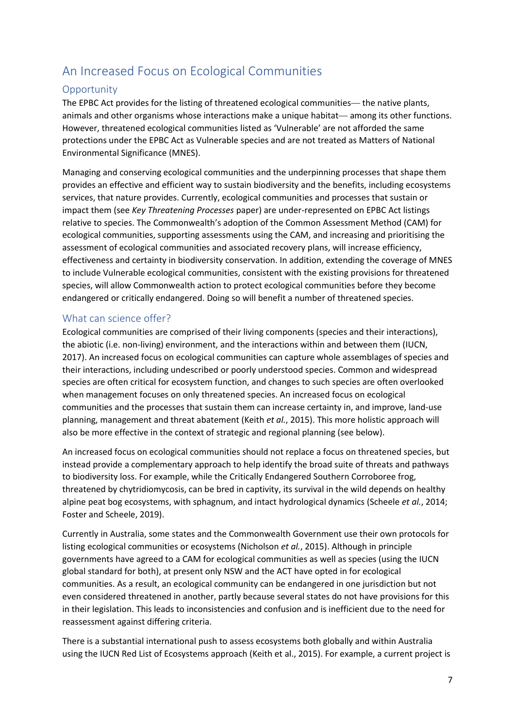## An Increased Focus on Ecological Communities

### Opportunity

The EPBC Act provides for the listing of threatened ecological communities— the native plants, animals and other organisms whose interactions make a unique habitat— among its other functions. However, threatened ecological communities listed as 'Vulnerable' are not afforded the same protections under the EPBC Act as Vulnerable species and are not treated as Matters of National Environmental Significance (MNES).

Managing and conserving ecological communities and the underpinning processes that shape them provides an effective and efficient way to sustain biodiversity and the benefits, including ecosystems services, that nature provides. Currently, ecological communities and processes that sustain or impact them (see *Key Threatening Processes* paper) are under-represented on EPBC Act listings relative to species. The Commonwealth's adoption of the Common Assessment Method (CAM) for ecological communities, supporting assessments using the CAM, and increasing and prioritising the assessment of ecological communities and associated recovery plans, will increase efficiency, effectiveness and certainty in biodiversity conservation. In addition, extending the coverage of MNES to include Vulnerable ecological communities, consistent with the existing provisions for threatened species, will allow Commonwealth action to protect ecological communities before they become endangered or critically endangered. Doing so will benefit a number of threatened species.

### What can science offer?

Ecological communities are comprised of their living components (species and their interactions), the abiotic (i.e. non-living) environment, and the interactions within and between them (IUCN, 2017). An increased focus on ecological communities can capture whole assemblages of species and their interactions, including undescribed or poorly understood species. Common and widespread species are often critical for ecosystem function, and changes to such species are often overlooked when management focuses on only threatened species. An increased focus on ecological communities and the processes that sustain them can increase certainty in, and improve, land-use planning, management and threat abatement (Keith *et al.*, 2015). This more holistic approach will also be more effective in the context of strategic and regional planning (see below).

An increased focus on ecological communities should not replace a focus on threatened species, but instead provide a complementary approach to help identify the broad suite of threats and pathways to biodiversity loss. For example, while the Critically Endangered Southern Corroboree frog, threatened by chytridiomycosis, can be bred in captivity, its survival in the wild depends on healthy alpine peat bog ecosystems, with sphagnum, and intact hydrological dynamics (Scheele *et al.*, 2014; Foster and Scheele, 2019).

Currently in Australia, some states and the Commonwealth Government use their own protocols for listing ecological communities or ecosystems (Nicholson *et al.*, 2015). Although in principle governments have agreed to a CAM for ecological communities as well as species (using the IUCN global standard for both), at present only NSW and the ACT have opted in for ecological communities. As a result, an ecological community can be endangered in one jurisdiction but not even considered threatened in another, partly because several states do not have provisions for this in their legislation. This leads to inconsistencies and confusion and is inefficient due to the need for reassessment against differing criteria.

There is a substantial international push to assess ecosystems both globally and within Australia using the IUCN Red List of Ecosystems approach (Keith et al., 2015). For example, a current project is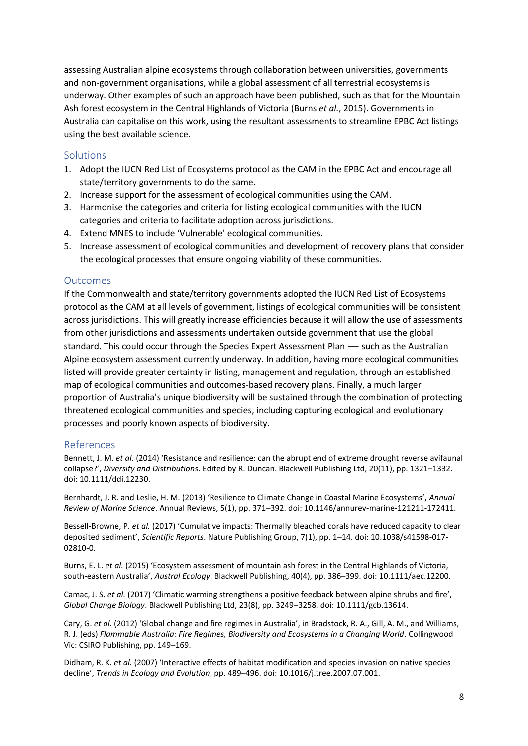assessing Australian alpine ecosystems through collaboration between universities, governments and non-government organisations, while a global assessment of all terrestrial ecosystems is underway. Other examples of such an approach have been published, such as that for the Mountain Ash forest ecosystem in the Central Highlands of Victoria (Burns *et al.*, 2015). Governments in Australia can capitalise on this work, using the resultant assessments to streamline EPBC Act listings using the best available science.

## Solutions

1. Adopt the IUCN Red List of Ecosystems protocol as the CAM in the EPBC Act and encourage all state/territory governments to do the same.
2. Increase support for the assessment of ecological communities using the CAM.
3. Harmonise the categories and criteria for listing ecological communities with the IUCN categories and criteria to facilitate adoption across jurisdictions.
4. Extend MNES to include 'Vulnerable' ecological communities.
5. Increase assessment of ecological communities and development of recovery plans that consider the ecological processes that ensure ongoing viability of these communities.

## Outcomes

If the Commonwealth and state/territory governments adopted the IUCN Red List of Ecosystems protocol as the CAM at all levels of government, listings of ecological communities will be consistent across jurisdictions. This will greatly increase efficiencies because it will allow the use of assessments from other jurisdictions and assessments undertaken outside government that use the global standard. This could occur through the Species Expert Assessment Plan –– such as the Australian Alpine ecosystem assessment currently underway. In addition, having more ecological communities listed will provide greater certainty in listing, management and regulation, through an established map of ecological communities and outcomes-based recovery plans. Finally, a much larger proportion of Australia's unique biodiversity will be sustained through the combination of protecting threatened ecological communities and species, including capturing ecological and evolutionary processes and poorly known aspects of biodiversity.

## References

Bennett, J. M. *et al.* (2014) 'Resistance and resilience: can the abrupt end of extreme drought reverse avifaunal collapse?', *Diversity and Distributions*. Edited by R. Duncan. Blackwell Publishing Ltd, 20(11), pp. 1321–1332. doi: 10.1111/ddi.12230.

Bernhardt, J. R. and Leslie, H. M. (2013) 'Resilience to Climate Change in Coastal Marine Ecosystems', *Annual Review of Marine Science*. Annual Reviews, 5(1), pp. 371–392. doi: 10.1146/annurev-marine-121211-172411.

Bessell-Browne, P. *et al.* (2017) 'Cumulative impacts: Thermally bleached corals have reduced capacity to clear deposited sediment', *Scientific Reports*. Nature Publishing Group, 7(1), pp. 1–14. doi: 10.1038/s41598-017-02810-0.

Burns, E. L. *et al.* (2015) 'Ecosystem assessment of mountain ash forest in the Central Highlands of Victoria, south-eastern Australia', *Austral Ecology*. Blackwell Publishing, 40(4), pp. 386–399. doi: 10.1111/aec.12200.

Camac, J. S. *et al.* (2017) 'Climatic warming strengthens a positive feedback between alpine shrubs and fire', *Global Change Biology*. Blackwell Publishing Ltd, 23(8), pp. 3249–3258. doi: 10.1111/gcb.13614.

Cary, G. *et al.* (2012) 'Global change and fire regimes in Australia', in Bradstock, R. A., Gill, A. M., and Williams, R. J. (eds) *Flammable Australia: Fire Regimes, Biodiversity and Ecosystems in a Changing World*. Collingwood Vic: CSIRO Publishing, pp. 149–169.

Didham, R. K. *et al.* (2007) 'Interactive effects of habitat modification and species invasion on native species decline', *Trends in Ecology and Evolution*, pp. 489–496. doi: 10.1016/j.tree.2007.07.001.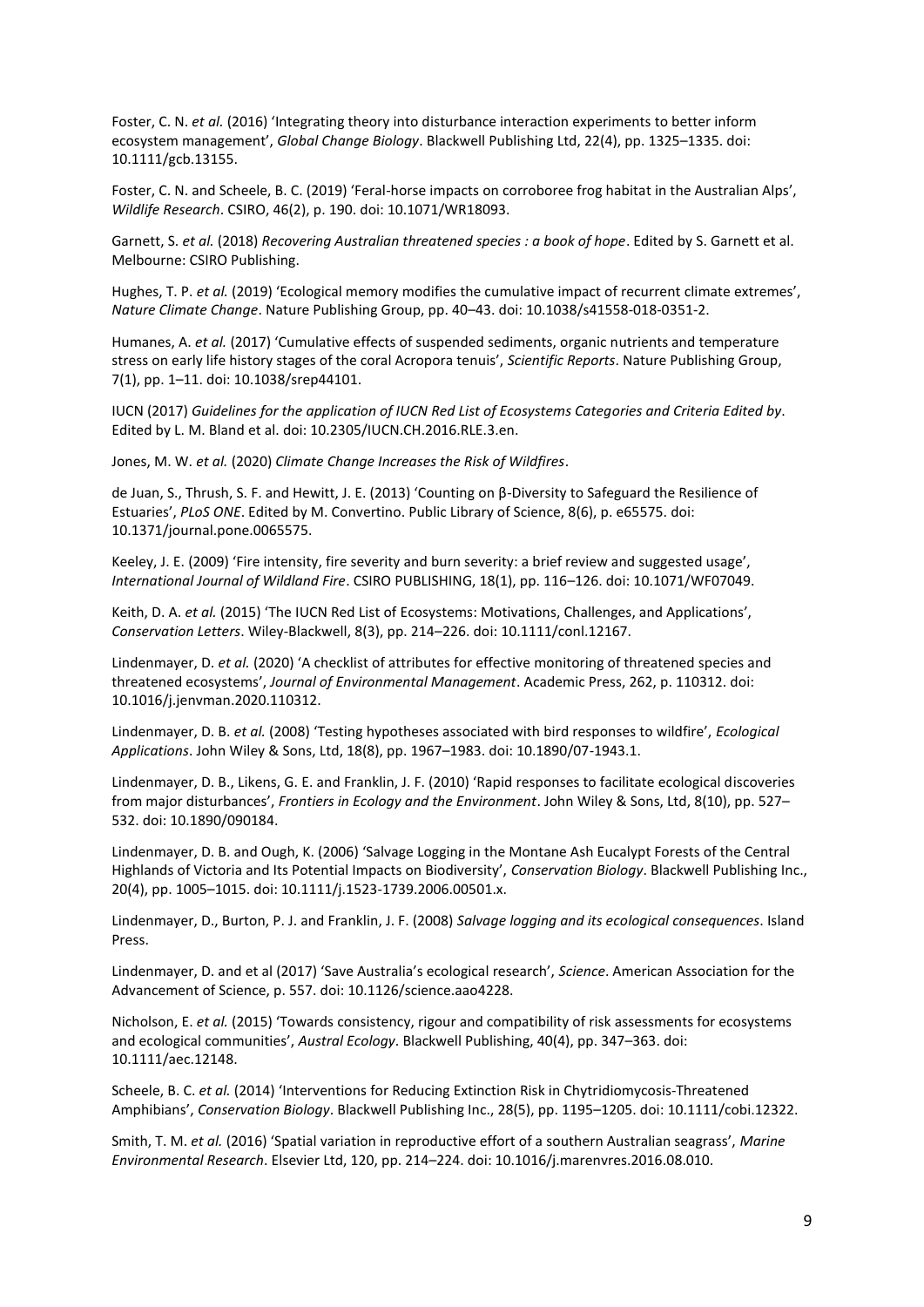Foster, C. N. *et al.* (2016) 'Integrating theory into disturbance interaction experiments to better inform ecosystem management', *Global Change Biology*. Blackwell Publishing Ltd, 22(4), pp. 1325–1335. doi: 10.1111/gcb.13155.

Foster, C. N. and Scheele, B. C. (2019) 'Feral-horse impacts on corroboree frog habitat in the Australian Alps', *Wildlife Research*. CSIRO, 46(2), p. 190. doi: 10.1071/WR18093.

Garnett, S. *et al.* (2018) *Recovering Australian threatened species : a book of hope*. Edited by S. Garnett et al. Melbourne: CSIRO Publishing.

Hughes, T. P. *et al.* (2019) 'Ecological memory modifies the cumulative impact of recurrent climate extremes', *Nature Climate Change*. Nature Publishing Group, pp. 40–43. doi: 10.1038/s41558-018-0351-2.

Humanes, A. *et al.* (2017) 'Cumulative effects of suspended sediments, organic nutrients and temperature stress on early life history stages of the coral Acropora tenuis', *Scientific Reports*. Nature Publishing Group, 7(1), pp. 1–11. doi: 10.1038/srep44101.

IUCN (2017) *Guidelines for the application of IUCN Red List of Ecosystems Categories and Criteria Edited by*. Edited by L. M. Bland et al. doi: 10.2305/IUCN.CH.2016.RLE.3.en.

Jones, M. W. *et al.* (2020) *Climate Change Increases the Risk of Wildfires*.

de Juan, S., Thrush, S. F. and Hewitt, J. E. (2013) 'Counting on β-Diversity to Safeguard the Resilience of Estuaries', *PLoS ONE*. Edited by M. Convertino. Public Library of Science, 8(6), p. e65575. doi: 10.1371/journal.pone.0065575.

Keeley, J. E. (2009) 'Fire intensity, fire severity and burn severity: a brief review and suggested usage', *International Journal of Wildland Fire*. CSIRO PUBLISHING, 18(1), pp. 116–126. doi: 10.1071/WF07049.

Keith, D. A. *et al.* (2015) 'The IUCN Red List of Ecosystems: Motivations, Challenges, and Applications', *Conservation Letters*. Wiley-Blackwell, 8(3), pp. 214–226. doi: 10.1111/conl.12167.

Lindenmayer, D. *et al.* (2020) 'A checklist of attributes for effective monitoring of threatened species and threatened ecosystems', *Journal of Environmental Management*. Academic Press, 262, p. 110312. doi: 10.1016/j.jenvman.2020.110312.

Lindenmayer, D. B. *et al.* (2008) 'Testing hypotheses associated with bird responses to wildfire', *Ecological Applications*. John Wiley & Sons, Ltd, 18(8), pp. 1967–1983. doi: 10.1890/07-1943.1.

Lindenmayer, D. B., Likens, G. E. and Franklin, J. F. (2010) 'Rapid responses to facilitate ecological discoveries from major disturbances', *Frontiers in Ecology and the Environment*. John Wiley & Sons, Ltd, 8(10), pp. 527–532. doi: 10.1890/090184.

Lindenmayer, D. B. and Ough, K. (2006) 'Salvage Logging in the Montane Ash Eucalypt Forests of the Central Highlands of Victoria and Its Potential Impacts on Biodiversity', *Conservation Biology*. Blackwell Publishing Inc., 20(4), pp. 1005–1015. doi: 10.1111/j.1523-1739.2006.00501.x.

Lindenmayer, D., Burton, P. J. and Franklin, J. F. (2008) *Salvage logging and its ecological consequences*. Island Press.

Lindenmayer, D. and et al (2017) 'Save Australia's ecological research', *Science*. American Association for the Advancement of Science, p. 557. doi: 10.1126/science.aao4228.

Nicholson, E. *et al.* (2015) 'Towards consistency, rigour and compatibility of risk assessments for ecosystems and ecological communities', *Austral Ecology*. Blackwell Publishing, 40(4), pp. 347–363. doi: 10.1111/aec.12148.

Scheele, B. C. *et al.* (2014) 'Interventions for Reducing Extinction Risk in Chytridiomycosis-Threatened Amphibians', *Conservation Biology*. Blackwell Publishing Inc., 28(5), pp. 1195–1205. doi: 10.1111/cobi.12322.

Smith, T. M. *et al.* (2016) 'Spatial variation in reproductive effort of a southern Australian seagrass', *Marine Environmental Research*. Elsevier Ltd, 120, pp. 214–224. doi: 10.1016/j.marenvres.2016.08.010.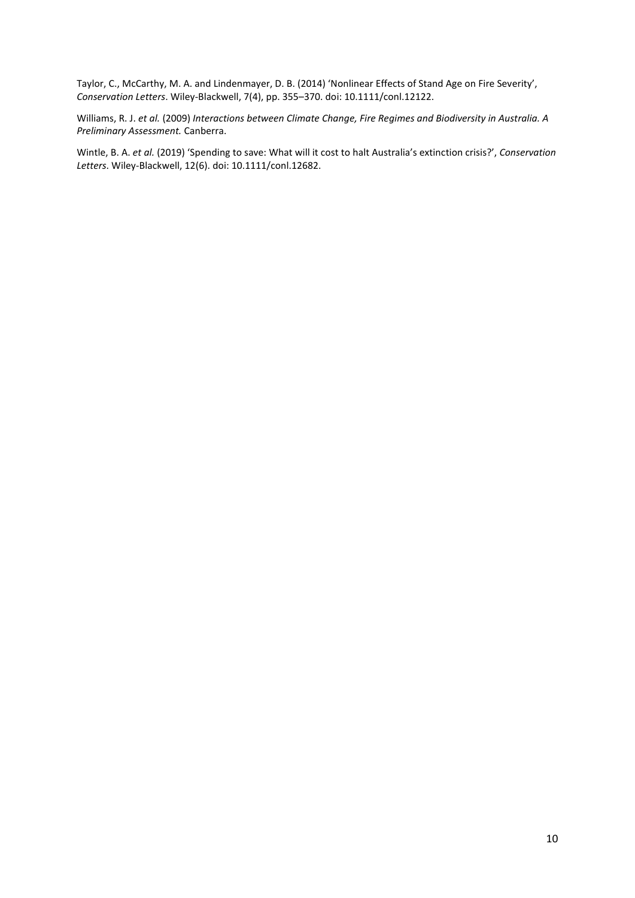Taylor, C., McCarthy, M. A. and Lindenmayer, D. B. (2014) 'Nonlinear Effects of Stand Age on Fire Severity', *Conservation Letters*. Wiley-Blackwell, 7(4), pp. 355–370. doi: 10.1111/conl.12122.

Williams, R. J. *et al.* (2009) *Interactions between Climate Change, Fire Regimes and Biodiversity in Australia. A Preliminary Assessment.* Canberra.

Wintle, B. A. *et al.* (2019) 'Spending to save: What will it cost to halt Australia's extinction crisis?', *Conservation Letters*. Wiley-Blackwell, 12(6). doi: 10.1111/conl.12682.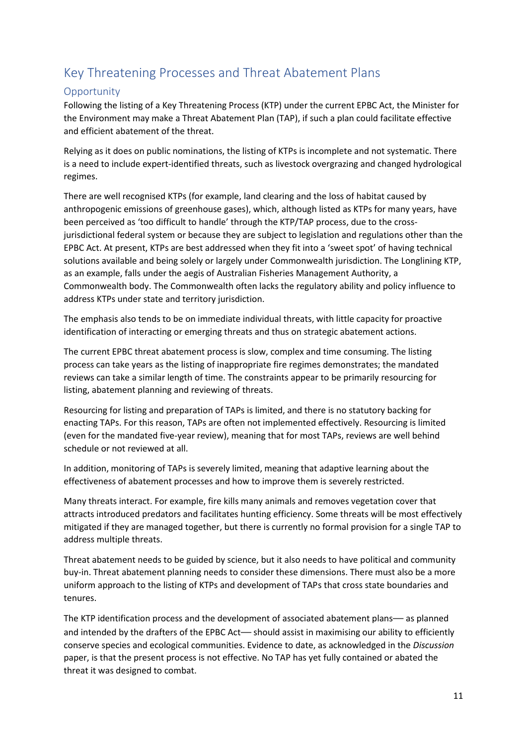## Key Threatening Processes and Threat Abatement Plans

### Opportunity

Following the listing of a Key Threatening Process (KTP) under the current EPBC Act, the Minister for the Environment may make a Threat Abatement Plan (TAP), if such a plan could facilitate effective and efficient abatement of the threat.

Relying as it does on public nominations, the listing of KTPs is incomplete and not systematic. There is a need to include expert-identified threats, such as livestock overgrazing and changed hydrological regimes.

There are well recognised KTPs (for example, land clearing and the loss of habitat caused by anthropogenic emissions of greenhouse gases), which, although listed as KTPs for many years, have been perceived as 'too difficult to handle' through the KTP/TAP process, due to the cross-jurisdictional federal system or because they are subject to legislation and regulations other than the EPBC Act. At present, KTPs are best addressed when they fit into a 'sweet spot' of having technical solutions available and being solely or largely under Commonwealth jurisdiction. The Longlining KTP, as an example, falls under the aegis of Australian Fisheries Management Authority, a Commonwealth body. The Commonwealth often lacks the regulatory ability and policy influence to address KTPs under state and territory jurisdiction.

The emphasis also tends to be on immediate individual threats, with little capacity for proactive identification of interacting or emerging threats and thus on strategic abatement actions.

The current EPBC threat abatement process is slow, complex and time consuming. The listing process can take years as the listing of inappropriate fire regimes demonstrates; the mandated reviews can take a similar length of time. The constraints appear to be primarily resourcing for listing, abatement planning and reviewing of threats.

Resourcing for listing and preparation of TAPs is limited, and there is no statutory backing for enacting TAPs. For this reason, TAPs are often not implemented effectively. Resourcing is limited (even for the mandated five-year review), meaning that for most TAPs, reviews are well behind schedule or not reviewed at all.

In addition, monitoring of TAPs is severely limited, meaning that adaptive learning about the effectiveness of abatement processes and how to improve them is severely restricted.

Many threats interact. For example, fire kills many animals and removes vegetation cover that attracts introduced predators and facilitates hunting efficiency. Some threats will be most effectively mitigated if they are managed together, but there is currently no formal provision for a single TAP to address multiple threats.

Threat abatement needs to be guided by science, but it also needs to have political and community buy-in. Threat abatement planning needs to consider these dimensions. There must also be a more uniform approach to the listing of KTPs and development of TAPs that cross state boundaries and tenures.

The KTP identification process and the development of associated abatement plans— as planned and intended by the drafters of the EPBC Act— should assist in maximising our ability to efficiently conserve species and ecological communities. Evidence to date, as acknowledged in the *Discussion* paper, is that the present process is not effective. No TAP has yet fully contained or abated the threat it was designed to combat.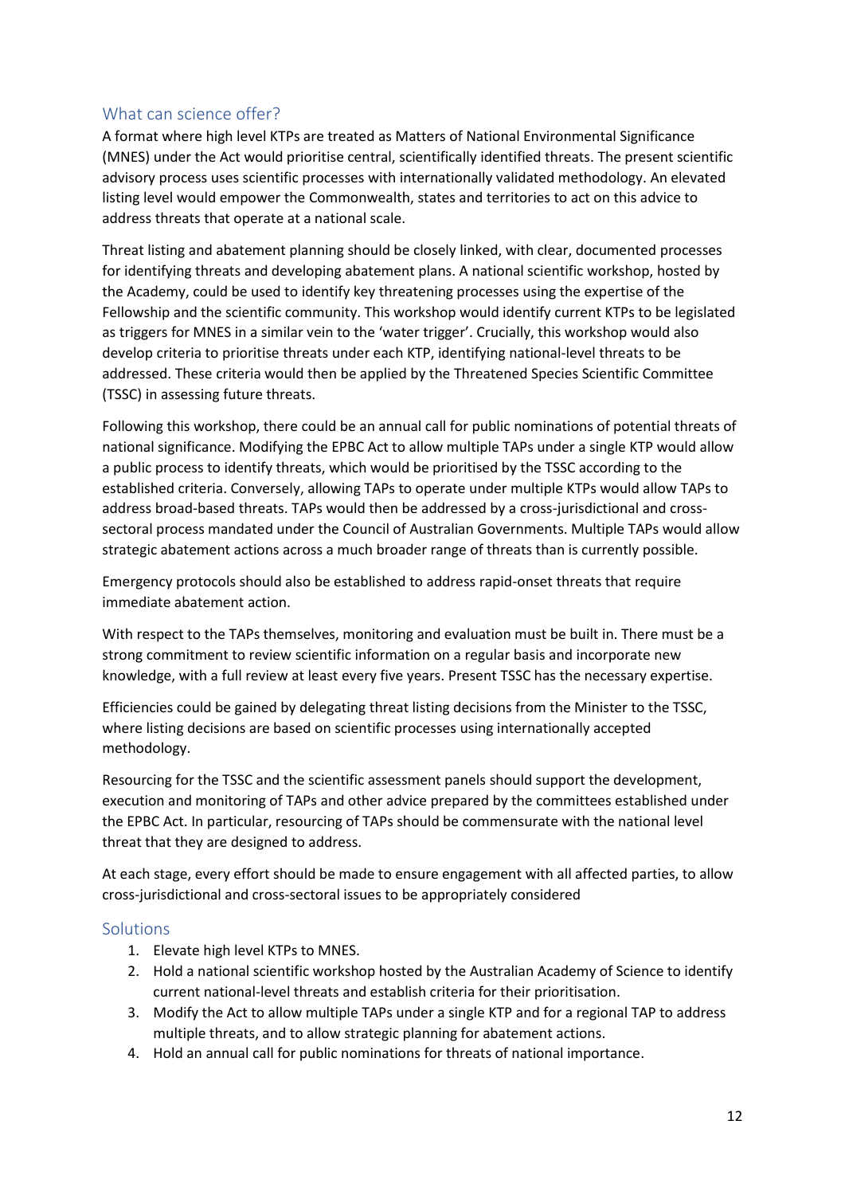## What can science offer?

A format where high level KTPs are treated as Matters of National Environmental Significance (MNES) under the Act would prioritise central, scientifically identified threats. The present scientific advisory process uses scientific processes with internationally validated methodology. An elevated listing level would empower the Commonwealth, states and territories to act on this advice to address threats that operate at a national scale.

Threat listing and abatement planning should be closely linked, with clear, documented processes for identifying threats and developing abatement plans. A national scientific workshop, hosted by the Academy, could be used to identify key threatening processes using the expertise of the Fellowship and the scientific community. This workshop would identify current KTPs to be legislated as triggers for MNES in a similar vein to the 'water trigger'. Crucially, this workshop would also develop criteria to prioritise threats under each KTP, identifying national-level threats to be addressed. These criteria would then be applied by the Threatened Species Scientific Committee (TSSC) in assessing future threats.

Following this workshop, there could be an annual call for public nominations of potential threats of national significance. Modifying the EPBC Act to allow multiple TAPs under a single KTP would allow a public process to identify threats, which would be prioritised by the TSSC according to the established criteria. Conversely, allowing TAPs to operate under multiple KTPs would allow TAPs to address broad-based threats. TAPs would then be addressed by a cross-jurisdictional and cross-sectoral process mandated under the Council of Australian Governments. Multiple TAPs would allow strategic abatement actions across a much broader range of threats than is currently possible.

Emergency protocols should also be established to address rapid-onset threats that require immediate abatement action.

With respect to the TAPs themselves, monitoring and evaluation must be built in. There must be a strong commitment to review scientific information on a regular basis and incorporate new knowledge, with a full review at least every five years. Present TSSC has the necessary expertise.

Efficiencies could be gained by delegating threat listing decisions from the Minister to the TSSC, where listing decisions are based on scientific processes using internationally accepted methodology.

Resourcing for the TSSC and the scientific assessment panels should support the development, execution and monitoring of TAPs and other advice prepared by the committees established under the EPBC Act. In particular, resourcing of TAPs should be commensurate with the national level threat that they are designed to address.

At each stage, every effort should be made to ensure engagement with all affected parties, to allow cross-jurisdictional and cross-sectoral issues to be appropriately considered

## Solutions

1. Elevate high level KTPs to MNES.
2. Hold a national scientific workshop hosted by the Australian Academy of Science to identify current national-level threats and establish criteria for their prioritisation.
3. Modify the Act to allow multiple TAPs under a single KTP and for a regional TAP to address multiple threats, and to allow strategic planning for abatement actions.
4. Hold an annual call for public nominations for threats of national importance.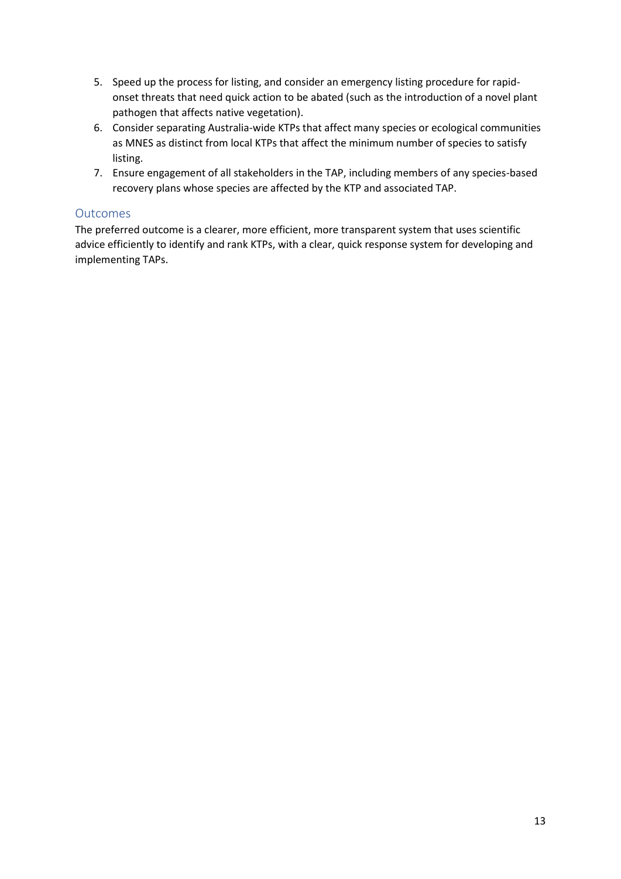5. Speed up the process for listing, and consider an emergency listing procedure for rapid-onset threats that need quick action to be abated (such as the introduction of a novel plant pathogen that affects native vegetation).
6. Consider separating Australia-wide KTPs that affect many species or ecological communities as MNES as distinct from local KTPs that affect the minimum number of species to satisfy listing.
7. Ensure engagement of all stakeholders in the TAP, including members of any species-based recovery plans whose species are affected by the KTP and associated TAP.

## Outcomes

The preferred outcome is a clearer, more efficient, more transparent system that uses scientific advice efficiently to identify and rank KTPs, with a clear, quick response system for developing and implementing TAPs.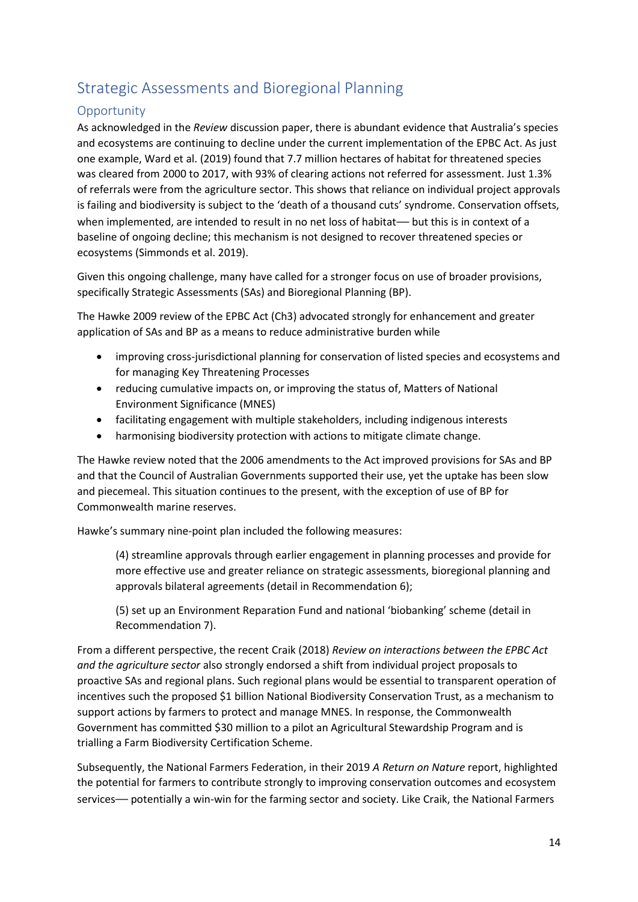## Strategic Assessments and Bioregional Planning

### Opportunity

As acknowledged in the *Review* discussion paper, there is abundant evidence that Australia's species and ecosystems are continuing to decline under the current implementation of the EPBC Act. As just one example, Ward et al. (2019) found that 7.7 million hectares of habitat for threatened species was cleared from 2000 to 2017, with 93% of clearing actions not referred for assessment. Just 1.3% of referrals were from the agriculture sector. This shows that reliance on individual project approvals is failing and biodiversity is subject to the 'death of a thousand cuts' syndrome. Conservation offsets, when implemented, are intended to result in no net loss of habitat— but this is in context of a baseline of ongoing decline; this mechanism is not designed to recover threatened species or ecosystems (Simmonds et al. 2019).

Given this ongoing challenge, many have called for a stronger focus on use of broader provisions, specifically Strategic Assessments (SAs) and Bioregional Planning (BP).

The Hawke 2009 review of the EPBC Act (Ch3) advocated strongly for enhancement and greater application of SAs and BP as a means to reduce administrative burden while

- improving cross-jurisdictional planning for conservation of listed species and ecosystems and for managing Key Threatening Processes
- reducing cumulative impacts on, or improving the status of, Matters of National Environment Significance (MNES)
- facilitating engagement with multiple stakeholders, including indigenous interests
- harmonising biodiversity protection with actions to mitigate climate change.

The Hawke review noted that the 2006 amendments to the Act improved provisions for SAs and BP and that the Council of Australian Governments supported their use, yet the uptake has been slow and piecemeal. This situation continues to the present, with the exception of use of BP for Commonwealth marine reserves.

Hawke's summary nine-point plan included the following measures:

> (4) streamline approvals through earlier engagement in planning processes and provide for more effective use and greater reliance on strategic assessments, bioregional planning and approvals bilateral agreements (detail in Recommendation 6);
>
> (5) set up an Environment Reparation Fund and national 'biobanking' scheme (detail in Recommendation 7).

From a different perspective, the recent Craik (2018) *Review on interactions between the EPBC Act and the agriculture sector* also strongly endorsed a shift from individual project proposals to proactive SAs and regional plans. Such regional plans would be essential to transparent operation of incentives such the proposed $1 billion National Biodiversity Conservation Trust, as a mechanism to support actions by farmers to protect and manage MNES. In response, the Commonwealth Government has committed $30 million to a pilot an Agricultural Stewardship Program and is trialling a Farm Biodiversity Certification Scheme.

Subsequently, the National Farmers Federation, in their 2019 *A Return on Nature* report, highlighted the potential for farmers to contribute strongly to improving conservation outcomes and ecosystem services— potentially a win-win for the farming sector and society. Like Craik, the National Farmers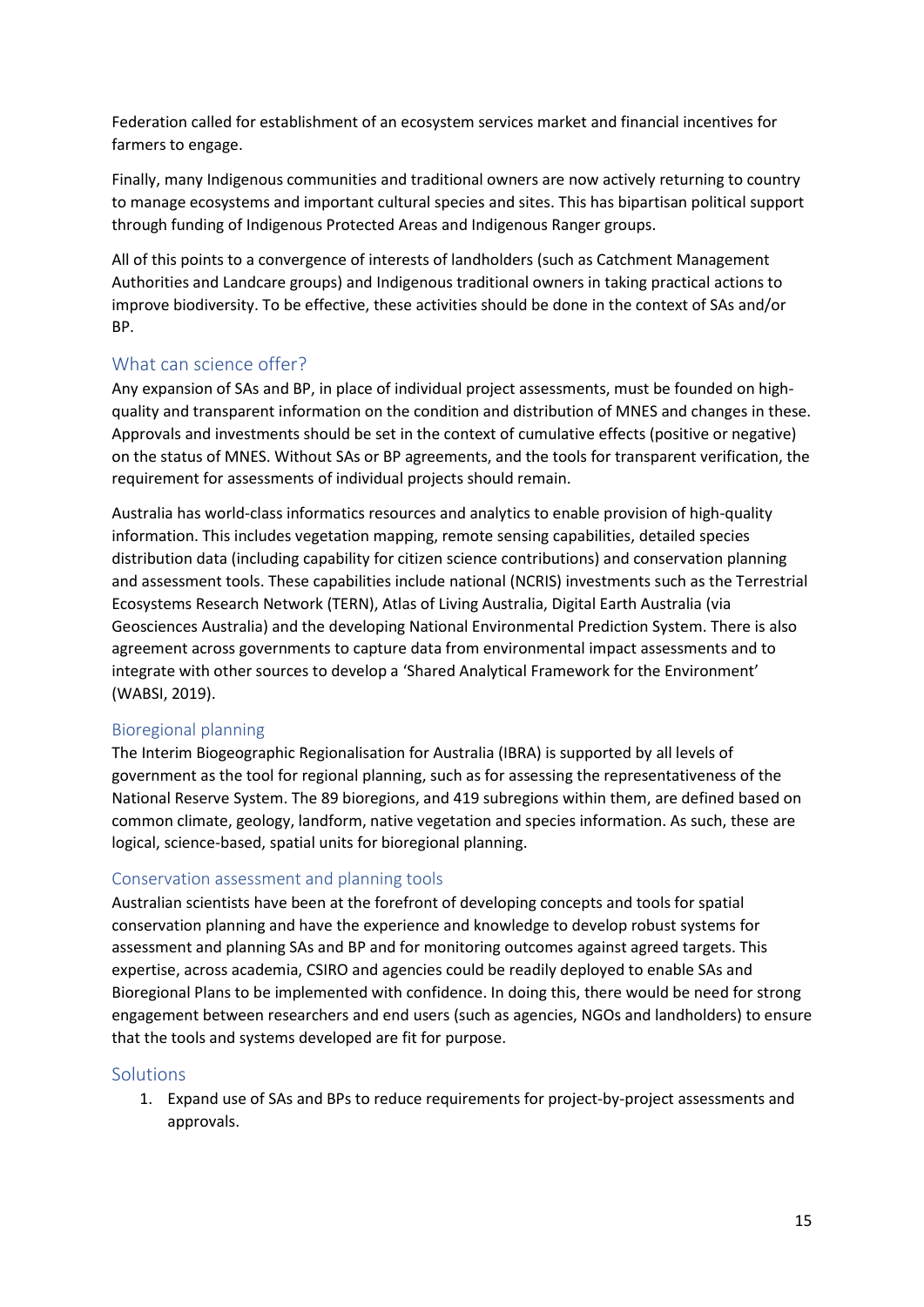Federation called for establishment of an ecosystem services market and financial incentives for farmers to engage.

Finally, many Indigenous communities and traditional owners are now actively returning to country to manage ecosystems and important cultural species and sites. This has bipartisan political support through funding of Indigenous Protected Areas and Indigenous Ranger groups.

All of this points to a convergence of interests of landholders (such as Catchment Management Authorities and Landcare groups) and Indigenous traditional owners in taking practical actions to improve biodiversity. To be effective, these activities should be done in the context of SAs and/or BP.

## What can science offer?

Any expansion of SAs and BP, in place of individual project assessments, must be founded on high-quality and transparent information on the condition and distribution of MNES and changes in these. Approvals and investments should be set in the context of cumulative effects (positive or negative) on the status of MNES. Without SAs or BP agreements, and the tools for transparent verification, the requirement for assessments of individual projects should remain.

Australia has world-class informatics resources and analytics to enable provision of high-quality information. This includes vegetation mapping, remote sensing capabilities, detailed species distribution data (including capability for citizen science contributions) and conservation planning and assessment tools. These capabilities include national (NCRIS) investments such as the Terrestrial Ecosystems Research Network (TERN), Atlas of Living Australia, Digital Earth Australia (via Geosciences Australia) and the developing National Environmental Prediction System. There is also agreement across governments to capture data from environmental impact assessments and to integrate with other sources to develop a 'Shared Analytical Framework for the Environment' (WABSI, 2019).

### Bioregional planning

The Interim Biogeographic Regionalisation for Australia (IBRA) is supported by all levels of government as the tool for regional planning, such as for assessing the representativeness of the National Reserve System. The 89 bioregions, and 419 subregions within them, are defined based on common climate, geology, landform, native vegetation and species information. As such, these are logical, science-based, spatial units for bioregional planning.

### Conservation assessment and planning tools

Australian scientists have been at the forefront of developing concepts and tools for spatial conservation planning and have the experience and knowledge to develop robust systems for assessment and planning SAs and BP and for monitoring outcomes against agreed targets. This expertise, across academia, CSIRO and agencies could be readily deployed to enable SAs and Bioregional Plans to be implemented with confidence. In doing this, there would be need for strong engagement between researchers and end users (such as agencies, NGOs and landholders) to ensure that the tools and systems developed are fit for purpose.

## Solutions

1. Expand use of SAs and BPs to reduce requirements for project-by-project assessments and approvals.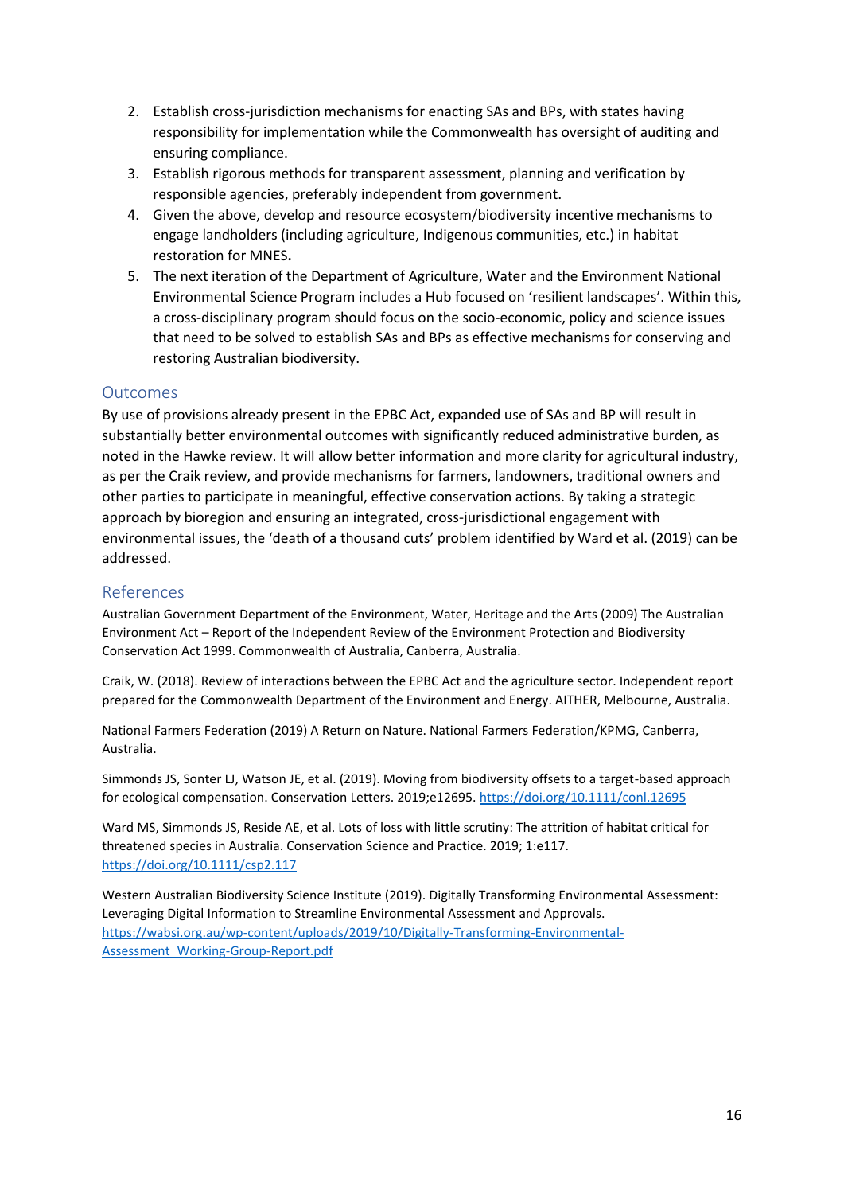2. Establish cross-jurisdiction mechanisms for enacting SAs and BPs, with states having responsibility for implementation while the Commonwealth has oversight of auditing and ensuring compliance.
3. Establish rigorous methods for transparent assessment, planning and verification by responsible agencies, preferably independent from government.
4. Given the above, develop and resource ecosystem/biodiversity incentive mechanisms to engage landholders (including agriculture, Indigenous communities, etc.) in habitat restoration for MNES**.**
5. The next iteration of the Department of Agriculture, Water and the Environment National Environmental Science Program includes a Hub focused on 'resilient landscapes'. Within this, a cross-disciplinary program should focus on the socio-economic, policy and science issues that need to be solved to establish SAs and BPs as effective mechanisms for conserving and restoring Australian biodiversity.

## Outcomes

By use of provisions already present in the EPBC Act, expanded use of SAs and BP will result in substantially better environmental outcomes with significantly reduced administrative burden, as noted in the Hawke review. It will allow better information and more clarity for agricultural industry, as per the Craik review, and provide mechanisms for farmers, landowners, traditional owners and other parties to participate in meaningful, effective conservation actions. By taking a strategic approach by bioregion and ensuring an integrated, cross-jurisdictional engagement with environmental issues, the 'death of a thousand cuts' problem identified by Ward et al. (2019) can be addressed.

## References

Australian Government Department of the Environment, Water, Heritage and the Arts (2009) The Australian Environment Act – Report of the Independent Review of the Environment Protection and Biodiversity Conservation Act 1999. Commonwealth of Australia, Canberra, Australia.

Craik, W. (2018). Review of interactions between the EPBC Act and the agriculture sector. Independent report prepared for the Commonwealth Department of the Environment and Energy. AITHER, Melbourne, Australia.

National Farmers Federation (2019) A Return on Nature. National Farmers Federation/KPMG, Canberra, Australia.

Simmonds JS, Sonter LJ, Watson JE, et al. (2019). Moving from biodiversity offsets to a target-based approach for ecological compensation. Conservation Letters. 2019;e12695. https://doi.org/10.1111/conl.12695

Ward MS, Simmonds JS, Reside AE, et al. Lots of loss with little scrutiny: The attrition of habitat critical for threatened species in Australia. Conservation Science and Practice. 2019; 1:e117. https://doi.org/10.1111/csp2.117

Western Australian Biodiversity Science Institute (2019). Digitally Transforming Environmental Assessment: Leveraging Digital Information to Streamline Environmental Assessment and Approvals. https://wabsi.org.au/wp-content/uploads/2019/10/Digitally-Transforming-Environmental-Assessment_Working-Group-Report.pdf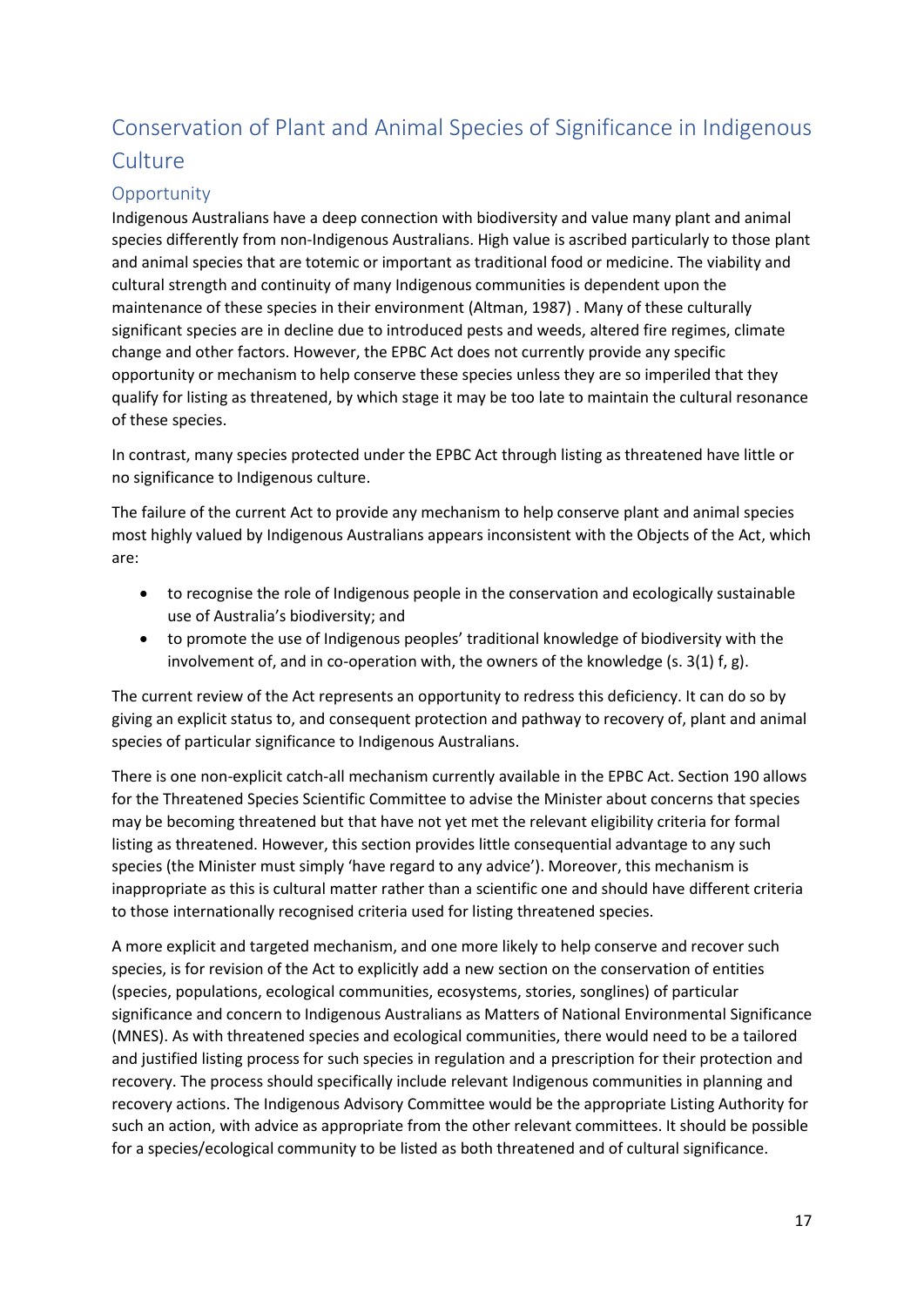## Conservation of Plant and Animal Species of Significance in Indigenous Culture

### Opportunity

Indigenous Australians have a deep connection with biodiversity and value many plant and animal species differently from non-Indigenous Australians. High value is ascribed particularly to those plant and animal species that are totemic or important as traditional food or medicine. The viability and cultural strength and continuity of many Indigenous communities is dependent upon the maintenance of these species in their environment (Altman, 1987) . Many of these culturally significant species are in decline due to introduced pests and weeds, altered fire regimes, climate change and other factors. However, the EPBC Act does not currently provide any specific opportunity or mechanism to help conserve these species unless they are so imperiled that they qualify for listing as threatened, by which stage it may be too late to maintain the cultural resonance of these species.

In contrast, many species protected under the EPBC Act through listing as threatened have little or no significance to Indigenous culture.

The failure of the current Act to provide any mechanism to help conserve plant and animal species most highly valued by Indigenous Australians appears inconsistent with the Objects of the Act, which are:

- to recognise the role of Indigenous people in the conservation and ecologically sustainable use of Australia's biodiversity; and
- to promote the use of Indigenous peoples' traditional knowledge of biodiversity with the involvement of, and in co-operation with, the owners of the knowledge (s. 3(1) f, g).

The current review of the Act represents an opportunity to redress this deficiency. It can do so by giving an explicit status to, and consequent protection and pathway to recovery of, plant and animal species of particular significance to Indigenous Australians.

There is one non-explicit catch-all mechanism currently available in the EPBC Act. Section 190 allows for the Threatened Species Scientific Committee to advise the Minister about concerns that species may be becoming threatened but that have not yet met the relevant eligibility criteria for formal listing as threatened. However, this section provides little consequential advantage to any such species (the Minister must simply 'have regard to any advice'). Moreover, this mechanism is inappropriate as this is cultural matter rather than a scientific one and should have different criteria to those internationally recognised criteria used for listing threatened species.

A more explicit and targeted mechanism, and one more likely to help conserve and recover such species, is for revision of the Act to explicitly add a new section on the conservation of entities (species, populations, ecological communities, ecosystems, stories, songlines) of particular significance and concern to Indigenous Australians as Matters of National Environmental Significance (MNES). As with threatened species and ecological communities, there would need to be a tailored and justified listing process for such species in regulation and a prescription for their protection and recovery. The process should specifically include relevant Indigenous communities in planning and recovery actions. The Indigenous Advisory Committee would be the appropriate Listing Authority for such an action, with advice as appropriate from the other relevant committees. It should be possible for a species/ecological community to be listed as both threatened and of cultural significance.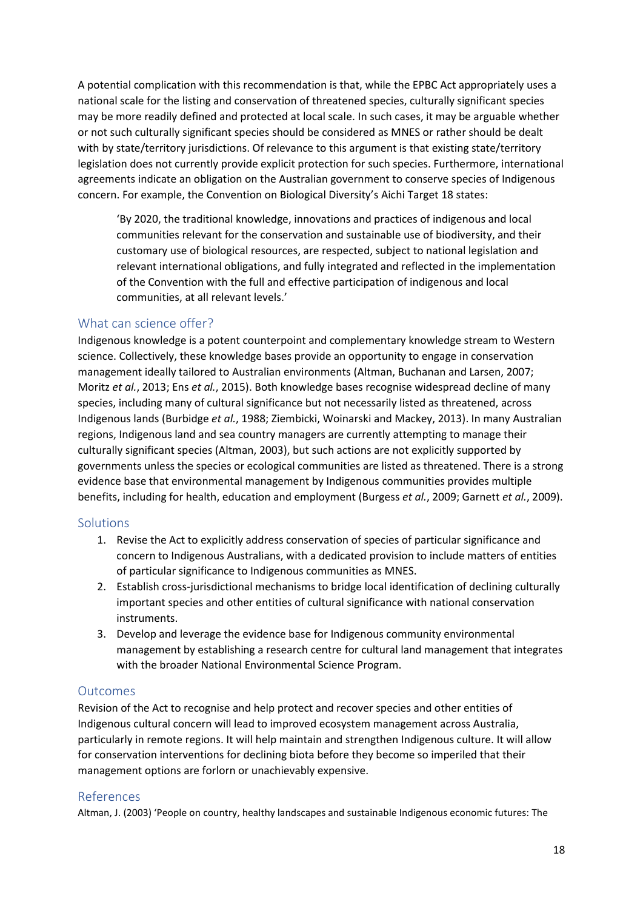A potential complication with this recommendation is that, while the EPBC Act appropriately uses a national scale for the listing and conservation of threatened species, culturally significant species may be more readily defined and protected at local scale. In such cases, it may be arguable whether or not such culturally significant species should be considered as MNES or rather should be dealt with by state/territory jurisdictions. Of relevance to this argument is that existing state/territory legislation does not currently provide explicit protection for such species. Furthermore, international agreements indicate an obligation on the Australian government to conserve species of Indigenous concern. For example, the Convention on Biological Diversity's Aichi Target 18 states:

> 'By 2020, the traditional knowledge, innovations and practices of indigenous and local communities relevant for the conservation and sustainable use of biodiversity, and their customary use of biological resources, are respected, subject to national legislation and relevant international obligations, and fully integrated and reflected in the implementation of the Convention with the full and effective participation of indigenous and local communities, at all relevant levels.'

## What can science offer?

Indigenous knowledge is a potent counterpoint and complementary knowledge stream to Western science. Collectively, these knowledge bases provide an opportunity to engage in conservation management ideally tailored to Australian environments (Altman, Buchanan and Larsen, 2007; Moritz *et al.*, 2013; Ens *et al.*, 2015). Both knowledge bases recognise widespread decline of many species, including many of cultural significance but not necessarily listed as threatened, across Indigenous lands (Burbidge *et al.*, 1988; Ziembicki, Woinarski and Mackey, 2013). In many Australian regions, Indigenous land and sea country managers are currently attempting to manage their culturally significant species (Altman, 2003), but such actions are not explicitly supported by governments unless the species or ecological communities are listed as threatened. There is a strong evidence base that environmental management by Indigenous communities provides multiple benefits, including for health, education and employment (Burgess *et al.*, 2009; Garnett *et al.*, 2009).

## Solutions

1. Revise the Act to explicitly address conservation of species of particular significance and concern to Indigenous Australians, with a dedicated provision to include matters of entities of particular significance to Indigenous communities as MNES.
2. Establish cross-jurisdictional mechanisms to bridge local identification of declining culturally important species and other entities of cultural significance with national conservation instruments.
3. Develop and leverage the evidence base for Indigenous community environmental management by establishing a research centre for cultural land management that integrates with the broader National Environmental Science Program.

## Outcomes

Revision of the Act to recognise and help protect and recover species and other entities of Indigenous cultural concern will lead to improved ecosystem management across Australia, particularly in remote regions. It will help maintain and strengthen Indigenous culture. It will allow for conservation interventions for declining biota before they become so imperiled that their management options are forlorn or unachievably expensive.

## References

Altman, J. (2003) 'People on country, healthy landscapes and sustainable Indigenous economic futures: The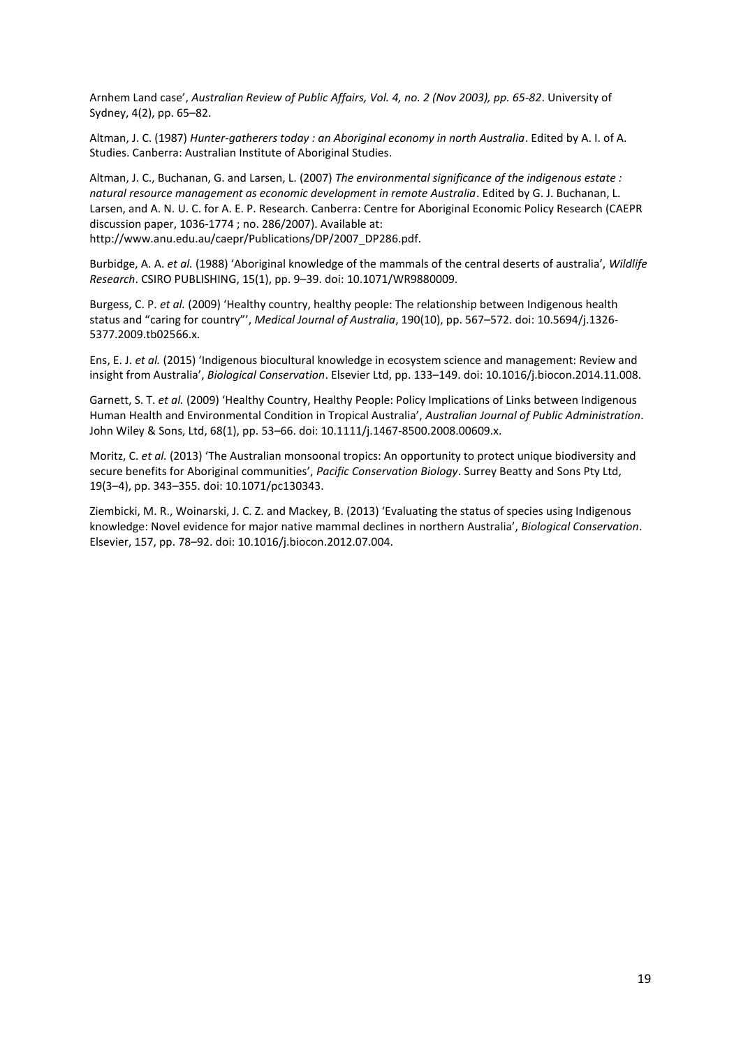Arnhem Land case', *Australian Review of Public Affairs, Vol. 4, no. 2 (Nov 2003), pp. 65-82*. University of Sydney, 4(2), pp. 65–82.

Altman, J. C. (1987) *Hunter-gatherers today : an Aboriginal economy in north Australia*. Edited by A. I. of A. Studies. Canberra: Australian Institute of Aboriginal Studies.

Altman, J. C., Buchanan, G. and Larsen, L. (2007) *The environmental significance of the indigenous estate : natural resource management as economic development in remote Australia*. Edited by G. J. Buchanan, L. Larsen, and A. N. U. C. for A. E. P. Research. Canberra: Centre for Aboriginal Economic Policy Research (CAEPR discussion paper, 1036-1774 ; no. 286/2007). Available at: http://www.anu.edu.au/caepr/Publications/DP/2007_DP286.pdf.

Burbidge, A. A. *et al.* (1988) 'Aboriginal knowledge of the mammals of the central deserts of australia', *Wildlife Research*. CSIRO PUBLISHING, 15(1), pp. 9–39. doi: 10.1071/WR9880009.

Burgess, C. P. *et al.* (2009) 'Healthy country, healthy people: The relationship between Indigenous health status and "caring for country"', *Medical Journal of Australia*, 190(10), pp. 567–572. doi: 10.5694/j.1326-5377.2009.tb02566.x.

Ens, E. J. *et al.* (2015) 'Indigenous biocultural knowledge in ecosystem science and management: Review and insight from Australia', *Biological Conservation*. Elsevier Ltd, pp. 133–149. doi: 10.1016/j.biocon.2014.11.008.

Garnett, S. T. *et al.* (2009) 'Healthy Country, Healthy People: Policy Implications of Links between Indigenous Human Health and Environmental Condition in Tropical Australia', *Australian Journal of Public Administration*. John Wiley & Sons, Ltd, 68(1), pp. 53–66. doi: 10.1111/j.1467-8500.2008.00609.x.

Moritz, C. *et al.* (2013) 'The Australian monsoonal tropics: An opportunity to protect unique biodiversity and secure benefits for Aboriginal communities', *Pacific Conservation Biology*. Surrey Beatty and Sons Pty Ltd, 19(3–4), pp. 343–355. doi: 10.1071/pc130343.

Ziembicki, M. R., Woinarski, J. C. Z. and Mackey, B. (2013) 'Evaluating the status of species using Indigenous knowledge: Novel evidence for major native mammal declines in northern Australia', *Biological Conservation*. Elsevier, 157, pp. 78–92. doi: 10.1016/j.biocon.2012.07.004.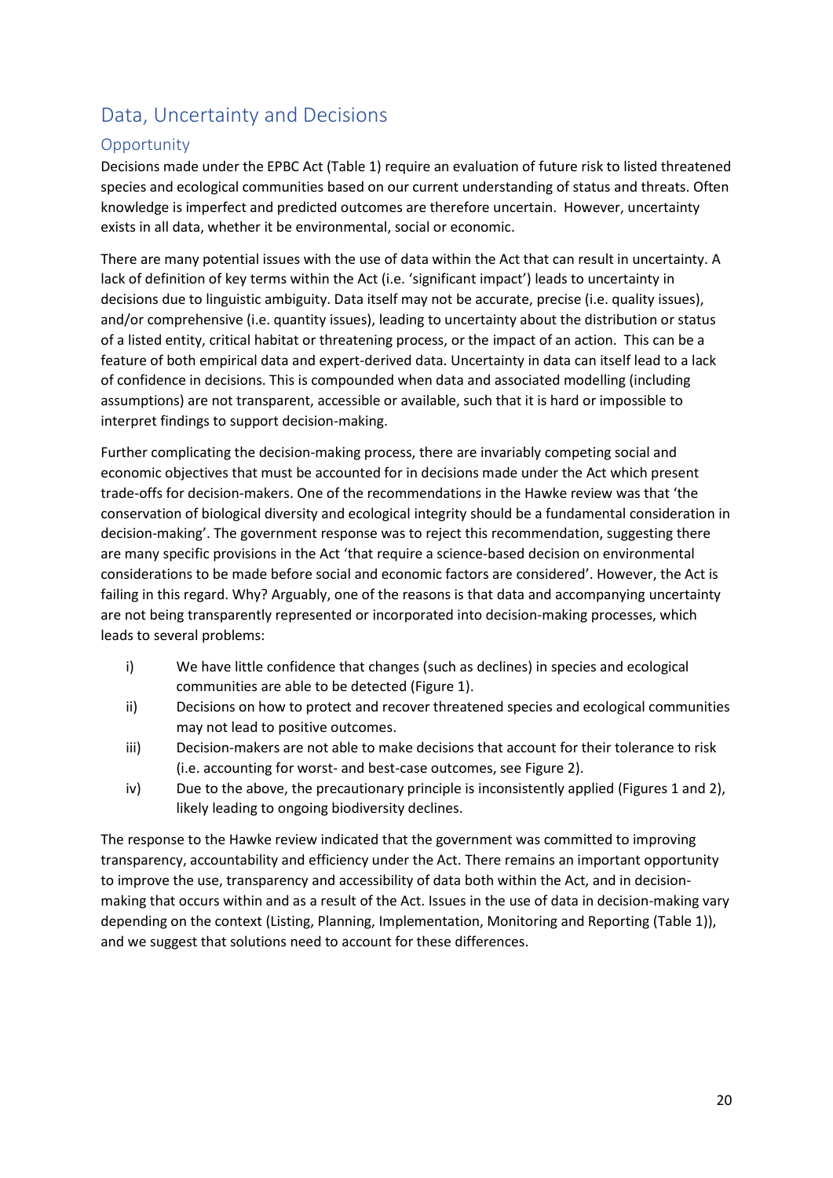## Data, Uncertainty and Decisions

### Opportunity

Decisions made under the EPBC Act (Table 1) require an evaluation of future risk to listed threatened species and ecological communities based on our current understanding of status and threats. Often knowledge is imperfect and predicted outcomes are therefore uncertain. However, uncertainty exists in all data, whether it be environmental, social or economic.

There are many potential issues with the use of data within the Act that can result in uncertainty. A lack of definition of key terms within the Act (i.e. 'significant impact') leads to uncertainty in decisions due to linguistic ambiguity. Data itself may not be accurate, precise (i.e. quality issues), and/or comprehensive (i.e. quantity issues), leading to uncertainty about the distribution or status of a listed entity, critical habitat or threatening process, or the impact of an action. This can be a feature of both empirical data and expert-derived data. Uncertainty in data can itself lead to a lack of confidence in decisions. This is compounded when data and associated modelling (including assumptions) are not transparent, accessible or available, such that it is hard or impossible to interpret findings to support decision-making.

Further complicating the decision-making process, there are invariably competing social and economic objectives that must be accounted for in decisions made under the Act which present trade-offs for decision-makers. One of the recommendations in the Hawke review was that 'the conservation of biological diversity and ecological integrity should be a fundamental consideration in decision-making'. The government response was to reject this recommendation, suggesting there are many specific provisions in the Act 'that require a science-based decision on environmental considerations to be made before social and economic factors are considered'. However, the Act is failing in this regard. Why? Arguably, one of the reasons is that data and accompanying uncertainty are not being transparently represented or incorporated into decision-making processes, which leads to several problems:

i) We have little confidence that changes (such as declines) in species and ecological communities are able to be detected (Figure 1).

ii) Decisions on how to protect and recover threatened species and ecological communities may not lead to positive outcomes.

iii) Decision-makers are not able to make decisions that account for their tolerance to risk (i.e. accounting for worst- and best-case outcomes, see Figure 2).

iv) Due to the above, the precautionary principle is inconsistently applied (Figures 1 and 2), likely leading to ongoing biodiversity declines.

The response to the Hawke review indicated that the government was committed to improving transparency, accountability and efficiency under the Act. There remains an important opportunity to improve the use, transparency and accessibility of data both within the Act, and in decision-making that occurs within and as a result of the Act. Issues in the use of data in decision-making vary depending on the context (Listing, Planning, Implementation, Monitoring and Reporting (Table 1)), and we suggest that solutions need to account for these differences.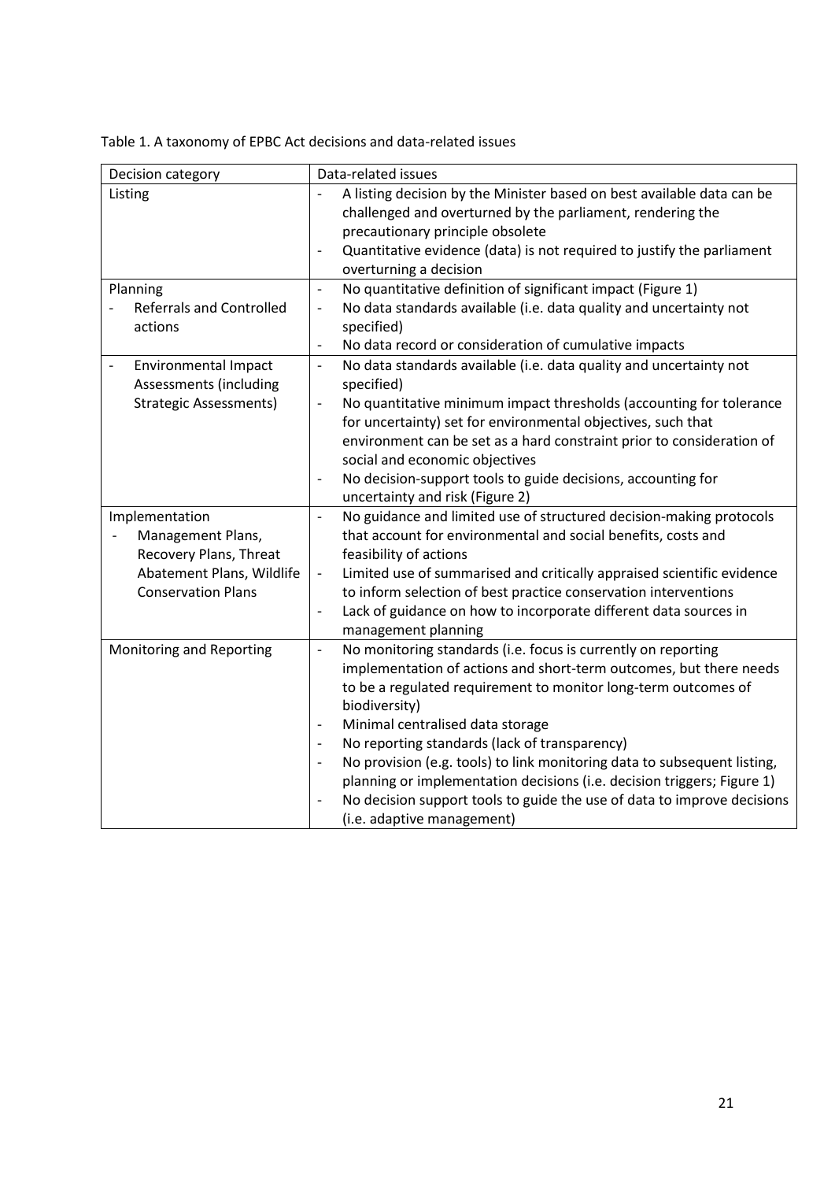Table 1. A taxonomy of EPBC Act decisions and data-related issues

| Decision category | Data-related issues |
| --- | --- |
| Listing | - A listing decision by the Minister based on best available data can be challenged and overturned by the parliament, rendering the precautionary principle obsolete<br>- Quantitative evidence (data) is not required to justify the parliament overturning a decision |
| Planning<br>- Referrals and Controlled actions | - No quantitative definition of significant impact (Figure 1)<br>- No data standards available (i.e. data quality and uncertainty not specified)<br>- No data record or consideration of cumulative impacts |
| - Environmental Impact Assessments (including Strategic Assessments) | - No data standards available (i.e. data quality and uncertainty not specified)<br>- No quantitative minimum impact thresholds (accounting for tolerance for uncertainty) set for environmental objectives, such that environment can be set as a hard constraint prior to consideration of social and economic objectives<br>- No decision-support tools to guide decisions, accounting for uncertainty and risk (Figure 2) |
| Implementation<br>- Management Plans, Recovery Plans, Threat Abatement Plans, Wildlife Conservation Plans | - No guidance and limited use of structured decision-making protocols that account for environmental and social benefits, costs and feasibility of actions<br>- Limited use of summarised and critically appraised scientific evidence to inform selection of best practice conservation interventions<br>- Lack of guidance on how to incorporate different data sources in management planning |
| Monitoring and Reporting | - No monitoring standards (i.e. focus is currently on reporting implementation of actions and short-term outcomes, but there needs to be a regulated requirement to monitor long-term outcomes of biodiversity)<br>- Minimal centralised data storage<br>- No reporting standards (lack of transparency)<br>- No provision (e.g. tools) to link monitoring data to subsequent listing, planning or implementation decisions (i.e. decision triggers; Figure 1)<br>- No decision support tools to guide the use of data to improve decisions (i.e. adaptive management) |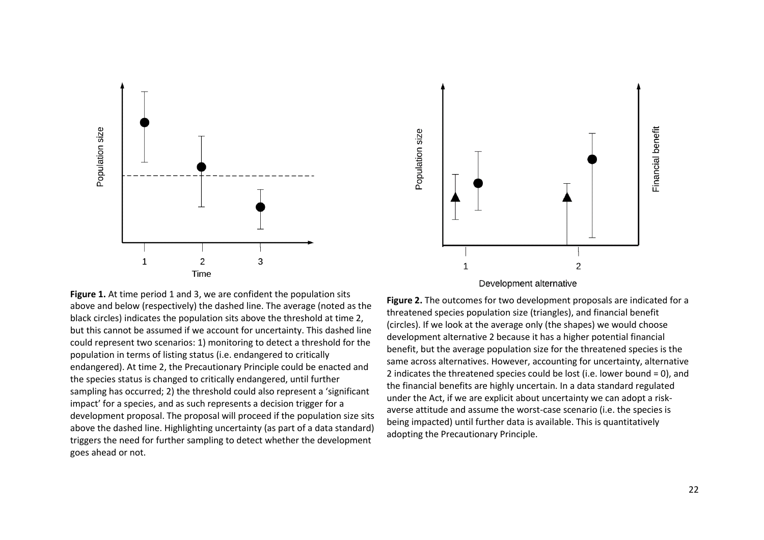**Figure 1.** At time period 1 and 3, we are confident the population sits above and below (respectively) the dashed line. The average (noted as the black circles) indicates the population sits above the threshold at time 2, but this cannot be assumed if we account for uncertainty. This dashed line could represent two scenarios: 1) monitoring to detect a threshold for the population in terms of listing status (i.e. endangered to critically endangered). At time 2, the Precautionary Principle could be enacted and the species status is changed to critically endangered, until further sampling has occurred; 2) the threshold could also represent a 'significant impact' for a species, and as such represents a decision trigger for a development proposal. The proposal will proceed if the population size sits above the dashed line. Highlighting uncertainty (as part of a data standard) triggers the need for further sampling to detect whether the development goes ahead or not.

**Figure 2.** The outcomes for two development proposals are indicated for a threatened species population size (triangles), and financial benefit (circles). If we look at the average only (the shapes) we would choose development alternative 2 because it has a higher potential financial benefit, but the average population size for the threatened species is the same across alternatives. However, accounting for uncertainty, alternative 2 indicates the threatened species could be lost (i.e. lower bound = 0), and the financial benefits are highly uncertain. In a data standard regulated under the Act, if we are explicit about uncertainty we can adopt a risk-averse attitude and assume the worst-case scenario (i.e. the species is being impacted) until further data is available. This is quantitatively adopting the Precautionary Principle.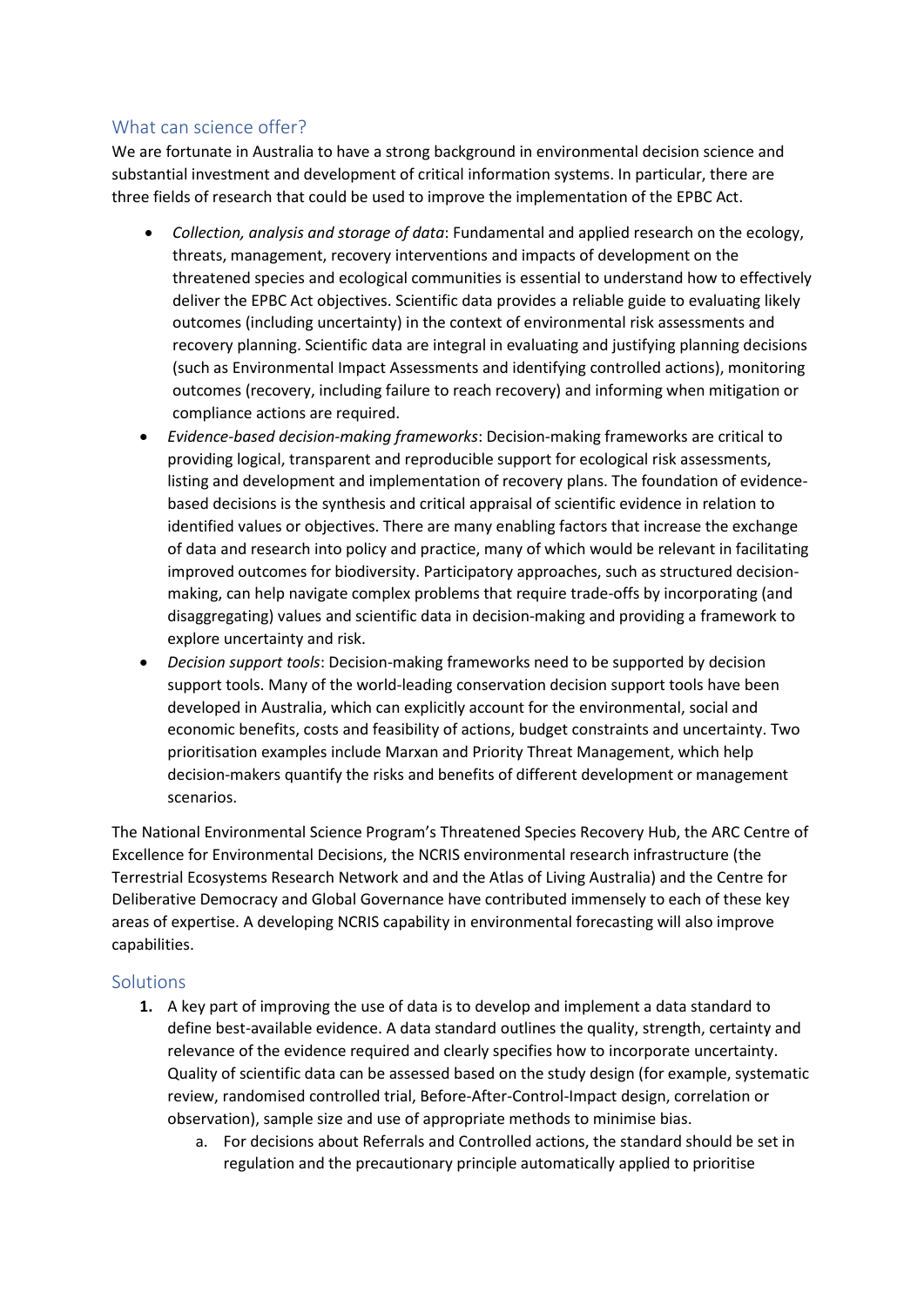## What can science offer?

We are fortunate in Australia to have a strong background in environmental decision science and substantial investment and development of critical information systems. In particular, there are three fields of research that could be used to improve the implementation of the EPBC Act.

- *Collection, analysis and storage of data*: Fundamental and applied research on the ecology, threats, management, recovery interventions and impacts of development on the threatened species and ecological communities is essential to understand how to effectively deliver the EPBC Act objectives. Scientific data provides a reliable guide to evaluating likely outcomes (including uncertainty) in the context of environmental risk assessments and recovery planning. Scientific data are integral in evaluating and justifying planning decisions (such as Environmental Impact Assessments and identifying controlled actions), monitoring outcomes (recovery, including failure to reach recovery) and informing when mitigation or compliance actions are required.
- *Evidence-based decision-making frameworks*: Decision-making frameworks are critical to providing logical, transparent and reproducible support for ecological risk assessments, listing and development and implementation of recovery plans. The foundation of evidence-based decisions is the synthesis and critical appraisal of scientific evidence in relation to identified values or objectives. There are many enabling factors that increase the exchange of data and research into policy and practice, many of which would be relevant in facilitating improved outcomes for biodiversity. Participatory approaches, such as structured decision-making, can help navigate complex problems that require trade-offs by incorporating (and disaggregating) values and scientific data in decision-making and providing a framework to explore uncertainty and risk.
- *Decision support tools*: Decision-making frameworks need to be supported by decision support tools. Many of the world-leading conservation decision support tools have been developed in Australia, which can explicitly account for the environmental, social and economic benefits, costs and feasibility of actions, budget constraints and uncertainty. Two prioritisation examples include Marxan and Priority Threat Management, which help decision-makers quantify the risks and benefits of different development or management scenarios.

The National Environmental Science Program's Threatened Species Recovery Hub, the ARC Centre of Excellence for Environmental Decisions, the NCRIS environmental research infrastructure (the Terrestrial Ecosystems Research Network and and the Atlas of Living Australia) and the Centre for Deliberative Democracy and Global Governance have contributed immensely to each of these key areas of expertise. A developing NCRIS capability in environmental forecasting will also improve capabilities.

## Solutions

1. A key part of improving the use of data is to develop and implement a data standard to define best-available evidence. A data standard outlines the quality, strength, certainty and relevance of the evidence required and clearly specifies how to incorporate uncertainty. Quality of scientific data can be assessed based on the study design (for example, systematic review, randomised controlled trial, Before-After-Control-Impact design, correlation or observation), sample size and use of appropriate methods to minimise bias.
    a. For decisions about Referrals and Controlled actions, the standard should be set in regulation and the precautionary principle automatically applied to prioritise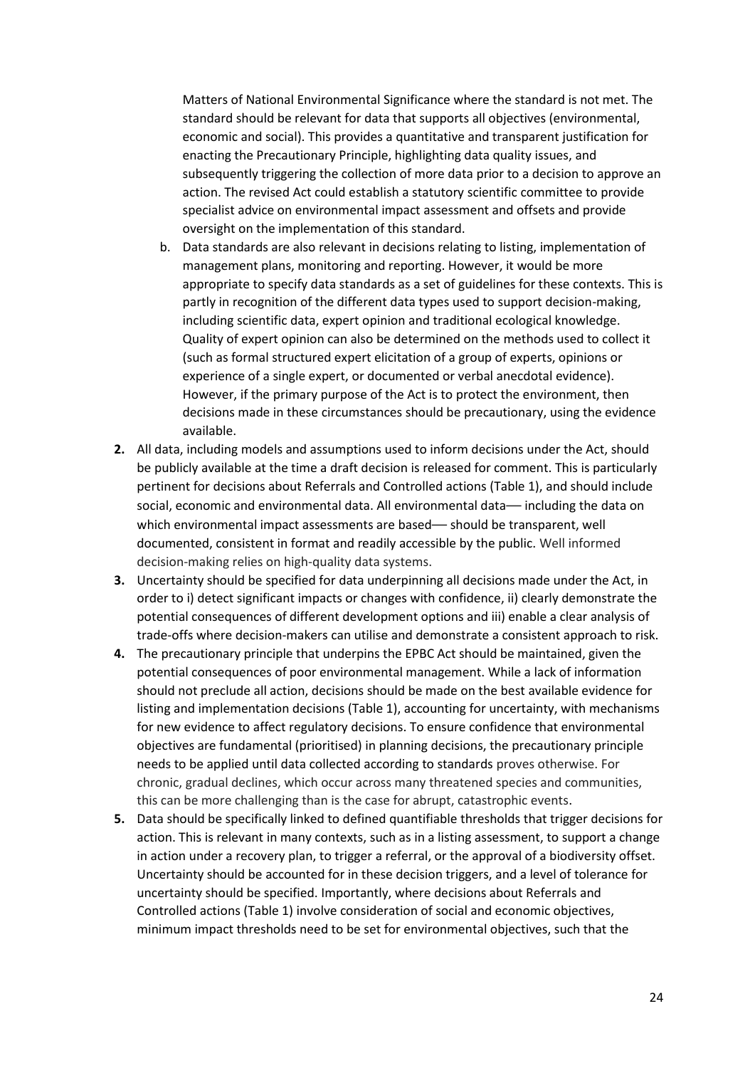Matters of National Environmental Significance where the standard is not met. The standard should be relevant for data that supports all objectives (environmental, economic and social). This provides a quantitative and transparent justification for enacting the Precautionary Principle, highlighting data quality issues, and subsequently triggering the collection of more data prior to a decision to approve an action. The revised Act could establish a statutory scientific committee to provide specialist advice on environmental impact assessment and offsets and provide oversight on the implementation of this standard.

   b. Data standards are also relevant in decisions relating to listing, implementation of management plans, monitoring and reporting. However, it would be more appropriate to specify data standards as a set of guidelines for these contexts. This is partly in recognition of the different data types used to support decision-making, including scientific data, expert opinion and traditional ecological knowledge. Quality of expert opinion can also be determined on the methods used to collect it (such as formal structured expert elicitation of a group of experts, opinions or experience of a single expert, or documented or verbal anecdotal evidence). However, if the primary purpose of the Act is to protect the environment, then decisions made in these circumstances should be precautionary, using the evidence available.

**2.** All data, including models and assumptions used to inform decisions under the Act, should be publicly available at the time a draft decision is released for comment. This is particularly pertinent for decisions about Referrals and Controlled actions (Table 1), and should include social, economic and environmental data. All environmental data— including the data on which environmental impact assessments are based— should be transparent, well documented, consistent in format and readily accessible by the public. Well informed decision-making relies on high-quality data systems.

**3.** Uncertainty should be specified for data underpinning all decisions made under the Act, in order to i) detect significant impacts or changes with confidence, ii) clearly demonstrate the potential consequences of different development options and iii) enable a clear analysis of trade-offs where decision-makers can utilise and demonstrate a consistent approach to risk.

**4.** The precautionary principle that underpins the EPBC Act should be maintained, given the potential consequences of poor environmental management. While a lack of information should not preclude all action, decisions should be made on the best available evidence for listing and implementation decisions (Table 1), accounting for uncertainty, with mechanisms for new evidence to affect regulatory decisions. To ensure confidence that environmental objectives are fundamental (prioritised) in planning decisions, the precautionary principle needs to be applied until data collected according to standards proves otherwise. For chronic, gradual declines, which occur across many threatened species and communities, this can be more challenging than is the case for abrupt, catastrophic events.

**5.** Data should be specifically linked to defined quantifiable thresholds that trigger decisions for action. This is relevant in many contexts, such as in a listing assessment, to support a change in action under a recovery plan, to trigger a referral, or the approval of a biodiversity offset. Uncertainty should be accounted for in these decision triggers, and a level of tolerance for uncertainty should be specified. Importantly, where decisions about Referrals and Controlled actions (Table 1) involve consideration of social and economic objectives, minimum impact thresholds need to be set for environmental objectives, such that the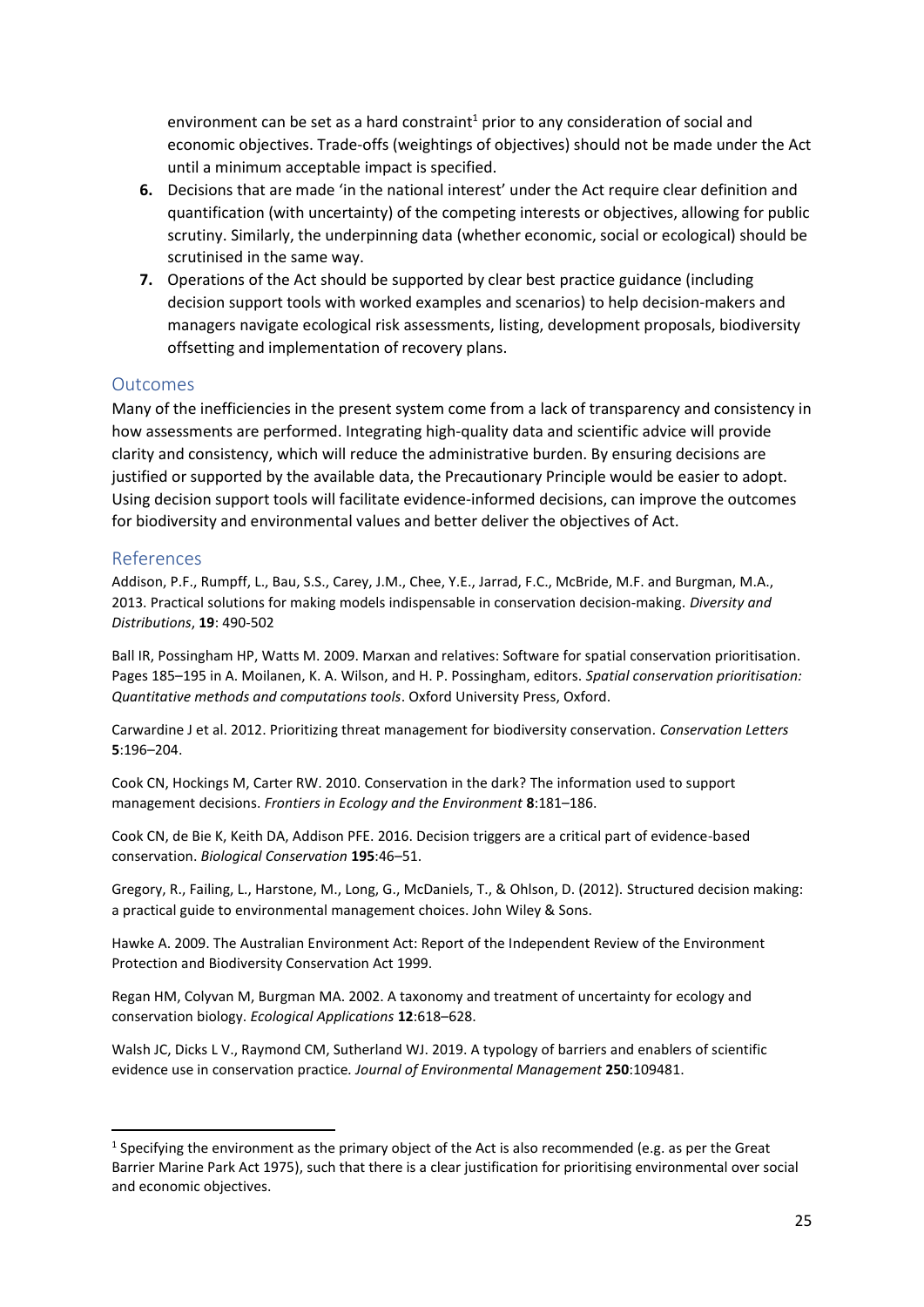environment can be set as a hard constraint[1] prior to any consideration of social and economic objectives. Trade-offs (weightings of objectives) should not be made under the Act until a minimum acceptable impact is specified.

6. Decisions that are made 'in the national interest' under the Act require clear definition and quantification (with uncertainty) of the competing interests or objectives, allowing for public scrutiny. Similarly, the underpinning data (whether economic, social or ecological) should be scrutinised in the same way.
7. Operations of the Act should be supported by clear best practice guidance (including decision support tools with worked examples and scenarios) to help decision-makers and managers navigate ecological risk assessments, listing, development proposals, biodiversity offsetting and implementation of recovery plans.

## Outcomes

Many of the inefficiencies in the present system come from a lack of transparency and consistency in how assessments are performed. Integrating high-quality data and scientific advice will provide clarity and consistency, which will reduce the administrative burden. By ensuring decisions are justified or supported by the available data, the Precautionary Principle would be easier to adopt. Using decision support tools will facilitate evidence-informed decisions, can improve the outcomes for biodiversity and environmental values and better deliver the objectives of Act.

## References

Addison, P.F., Rumpff, L., Bau, S.S., Carey, J.M., Chee, Y.E., Jarrad, F.C., McBride, M.F. and Burgman, M.A., 2013. Practical solutions for making models indispensable in conservation decision-making. *Diversity and Distributions*, **19**: 490-502

Ball IR, Possingham HP, Watts M. 2009. Marxan and relatives: Software for spatial conservation prioritisation. Pages 185–195 in A. Moilanen, K. A. Wilson, and H. P. Possingham, editors. *Spatial conservation prioritisation: Quantitative methods and computations tools*. Oxford University Press, Oxford.

Carwardine J et al. 2012. Prioritizing threat management for biodiversity conservation. *Conservation Letters* **5**:196–204.

Cook CN, Hockings M, Carter RW. 2010. Conservation in the dark? The information used to support management decisions. *Frontiers in Ecology and the Environment* **8**:181–186.

Cook CN, de Bie K, Keith DA, Addison PFE. 2016. Decision triggers are a critical part of evidence-based conservation. *Biological Conservation* **195**:46–51.

Gregory, R., Failing, L., Harstone, M., Long, G., McDaniels, T., & Ohlson, D. (2012). Structured decision making: a practical guide to environmental management choices. John Wiley & Sons.

Hawke A. 2009. The Australian Environment Act: Report of the Independent Review of the Environment Protection and Biodiversity Conservation Act 1999.

Regan HM, Colyvan M, Burgman MA. 2002. A taxonomy and treatment of uncertainty for ecology and conservation biology. *Ecological Applications* **12**:618–628.

Walsh JC, Dicks L V., Raymond CM, Sutherland WJ. 2019. A typology of barriers and enablers of scientific evidence use in conservation practice. *Journal of Environmental Management* **250**:109481.

[1] Specifying the environment as the primary object of the Act is also recommended (e.g. as per the Great Barrier Marine Park Act 1975), such that there is a clear justification for prioritising environmental over social and economic objectives.